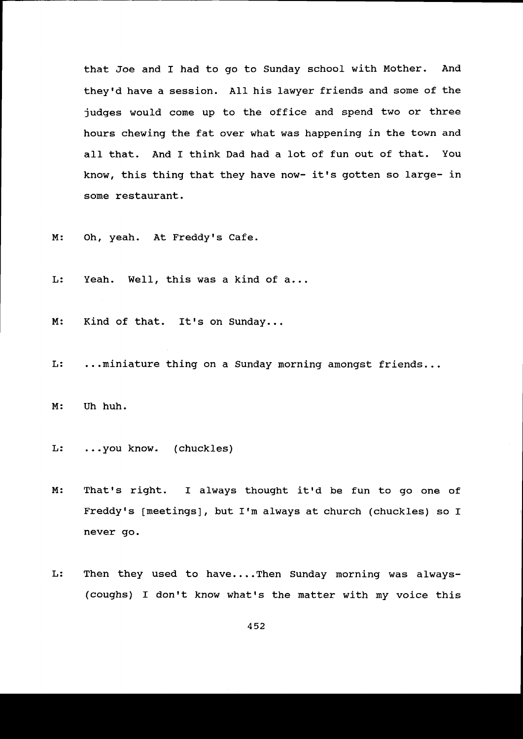that Joe and I had to go to Sunday school with Mother. And they'd have a session. All his lawyer friends and some of the judges would come up to the office and spend two or three hours chewing the fat over what was happening in the town and all that. And I think Dad had a lot of fun out of that. You know, this thing that they have now- it's gotten so large- in some restaurant.

M: Oh, yeah. At Freddy's Cafe.

L: Yeah. Well, this was a kind of a...

M: Kind of that. It's on Sunday...

L: ...miniature thing on a Sunday morning amongst friends...

M: Uh huh.

L: ...you know. (chuckles)

M: That's right. I always thought it'd be fun to go one of Freddy's [meetings], but I'm always at church (chuckles) so I never go.

L: Then they used to have....Then Sunday morning was always- (coughs) I don't know what's the matter with my voice this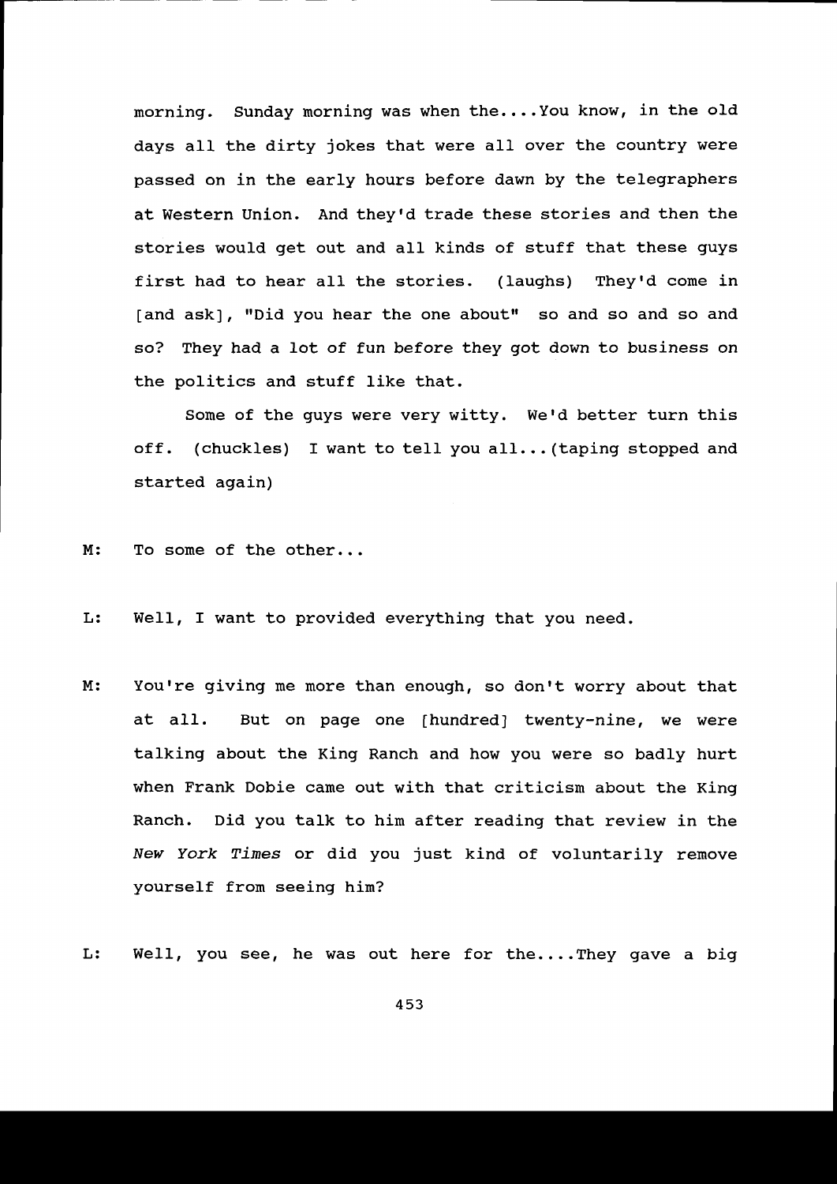morning. Sunday morning was when the....You know, in the old days all the dirty jokes that were all over the country were passed on in the early hours before dawn by the telegraphers at Western Union. And they'd trade these stories and then the stories would get out and all kinds of stuff that these guys first had to hear all the stories. (laughs) They'd come in [and ask], "Did you hear the one about" so and so and so and so? They had a lot of fun before they got down to business on the politics and stuff like that.

Some of the guys were very witty. We'd better turn this off. (chuckles) I want to tell you all...(taping stopped and started again)

M: To some of the other...

L: Well, I want to provided everything that you need.

M: You're giving me more than enough, so don't worry about that at all. But on page one [hundred] twenty-nine, we were talking about the King Ranch and how you were so badly hurt when Frank Dobie came out with that criticism about the King Ranch. Did you talk to him after reading that review in the *New York Times* or did you just kind of voluntarily remove yourself from seeing him?

L: Well, you see, he was out here for the....They gave a big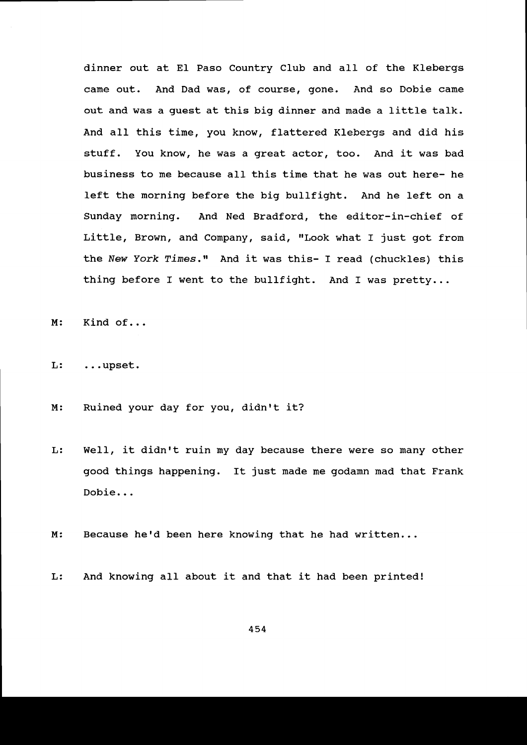dinner out at El Paso Country Club and all of the Klebergs came out. And Dad was, of course, gone. And so Dobie came out and was a guest at this big dinner and made a little talk. And all this time, you know, flattered Klebergs and did his stuff. You know, he was a great actor, too. And it was bad business to me because all this time that he was out here- he left the morning before the big bullfight. And he left on a Sunday morning. And Ned Bradford, the editor-in-chief of Little, Brown, and Company, said, "Look what I just got from the *New York Times*." And it was this- I read (chuckles) this thing before I went to the bullfight. And I was pretty...

M: Kind of...

L: ...upset.

M: Ruined your day for you, didn't it?

L: Well, it didn't ruin my day because there were so many other good things happening. It just made me godamn mad that Frank Dobie...

M: Because he'd been here knowing that he had written...

L: And knowing all about it and that it had been printed!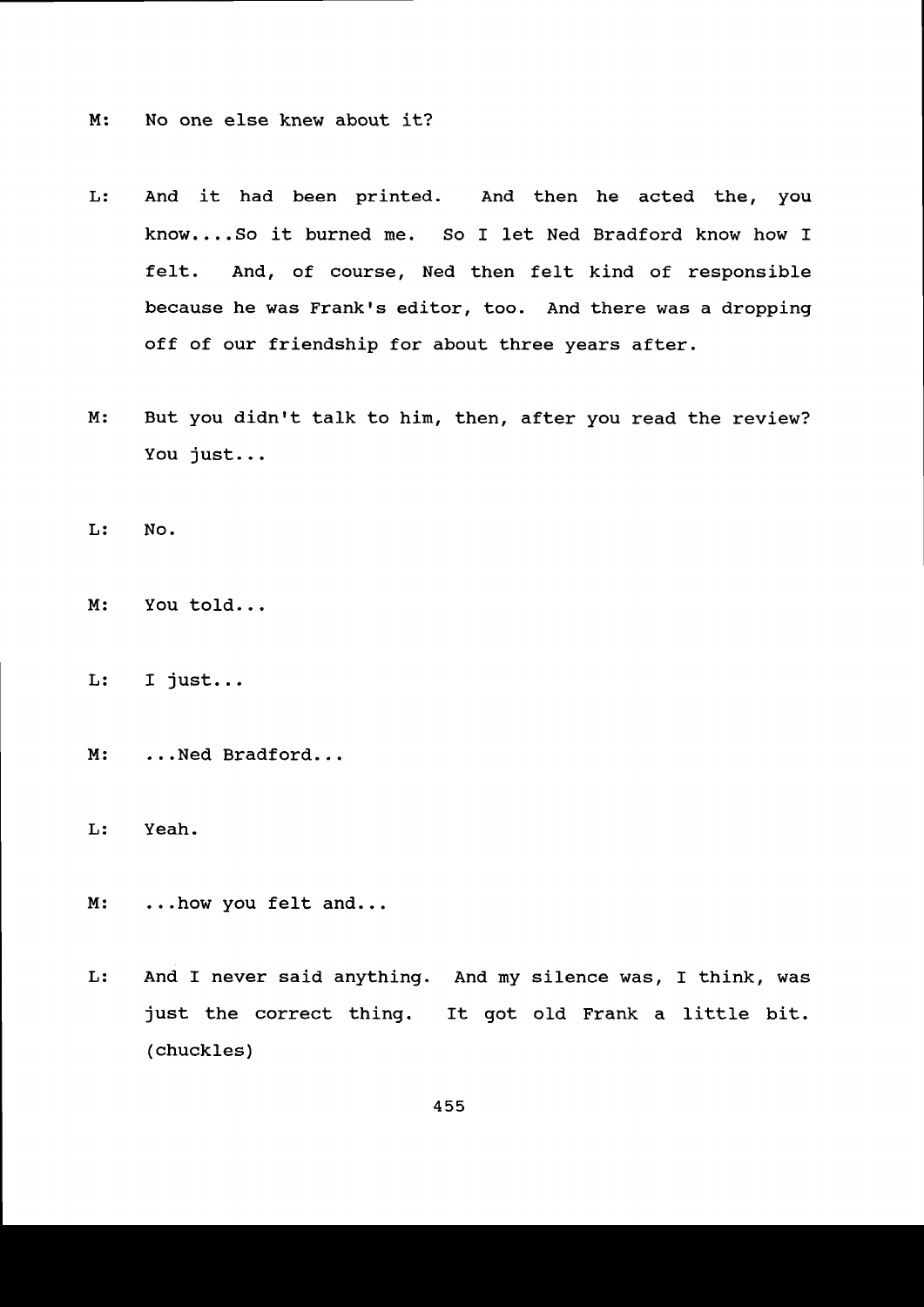M: No one else knew about it?

L: And it had been printed. And then he acted the, you know....So it burned me. So I let Ned Bradford know how I felt. And, of course, Ned then felt kind of responsible because he was Frank's editor, too. And there was a dropping off of our friendship for about three years after.

M: But you didn't talk to him, then, after you read the review? You just...

L: No.

M: You told...

L: I just...

M: ...Ned Bradford...

L: Yeah.

M: ...how you felt and...

L: And I never said anything. And my silence was, I think, was just the correct thing. It got old Frank a little bit. (chuckles)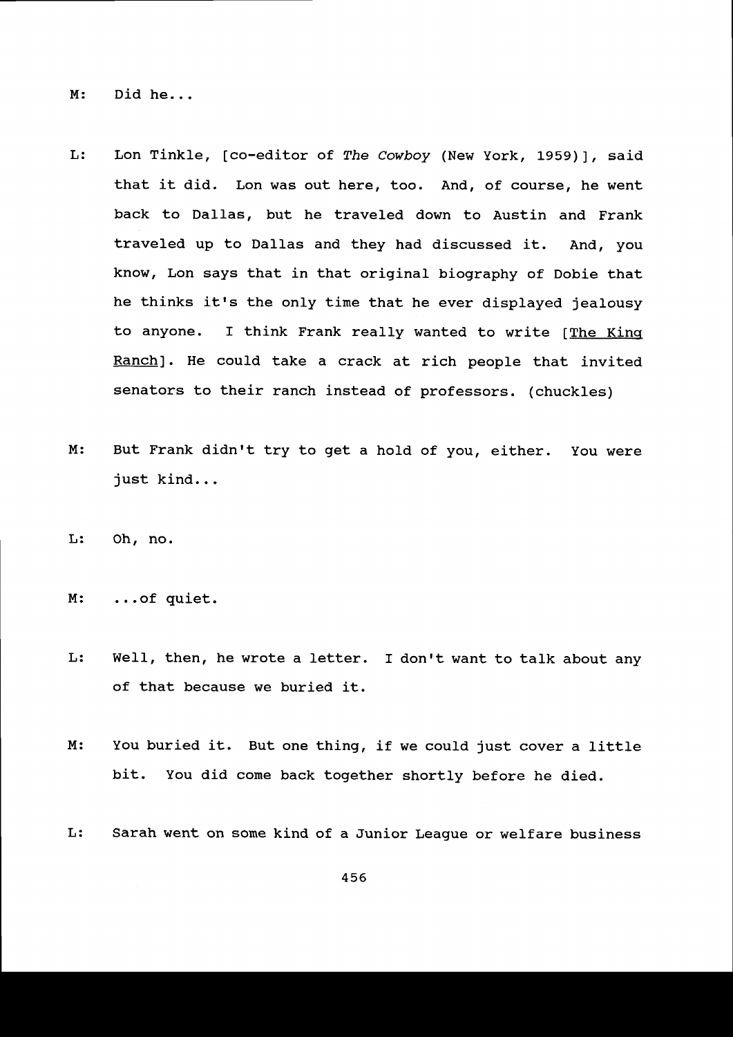M: Did he...

L: Lon Tinkle, [co-editor of *The Cowboy* (New York, 1959)], said that it did. Lon was out here, too. And, of course, he went back to Dallas, but he traveled down to Austin and Frank traveled up to Dallas and they had discussed it. And, you know, Lon says that in that original biography of Dobie that he thinks it's the only time that he ever displayed jealousy to anyone. I think Frank really wanted to write [The King Ranch]. He could take a crack at rich people that invited senators to their ranch instead of professors. (chuckles)

M: But Frank didn't try to get a hold of you, either. You were just kind...

L: Oh, no.

M: ...of quiet.

L: Well, then, he wrote a letter. I don't want to talk about any of that because we buried it.

M: You buried it. But one thing, if we could just cover a little bit. You did come back together shortly before he died.

L: Sarah went on some kind of a Junior League or welfare business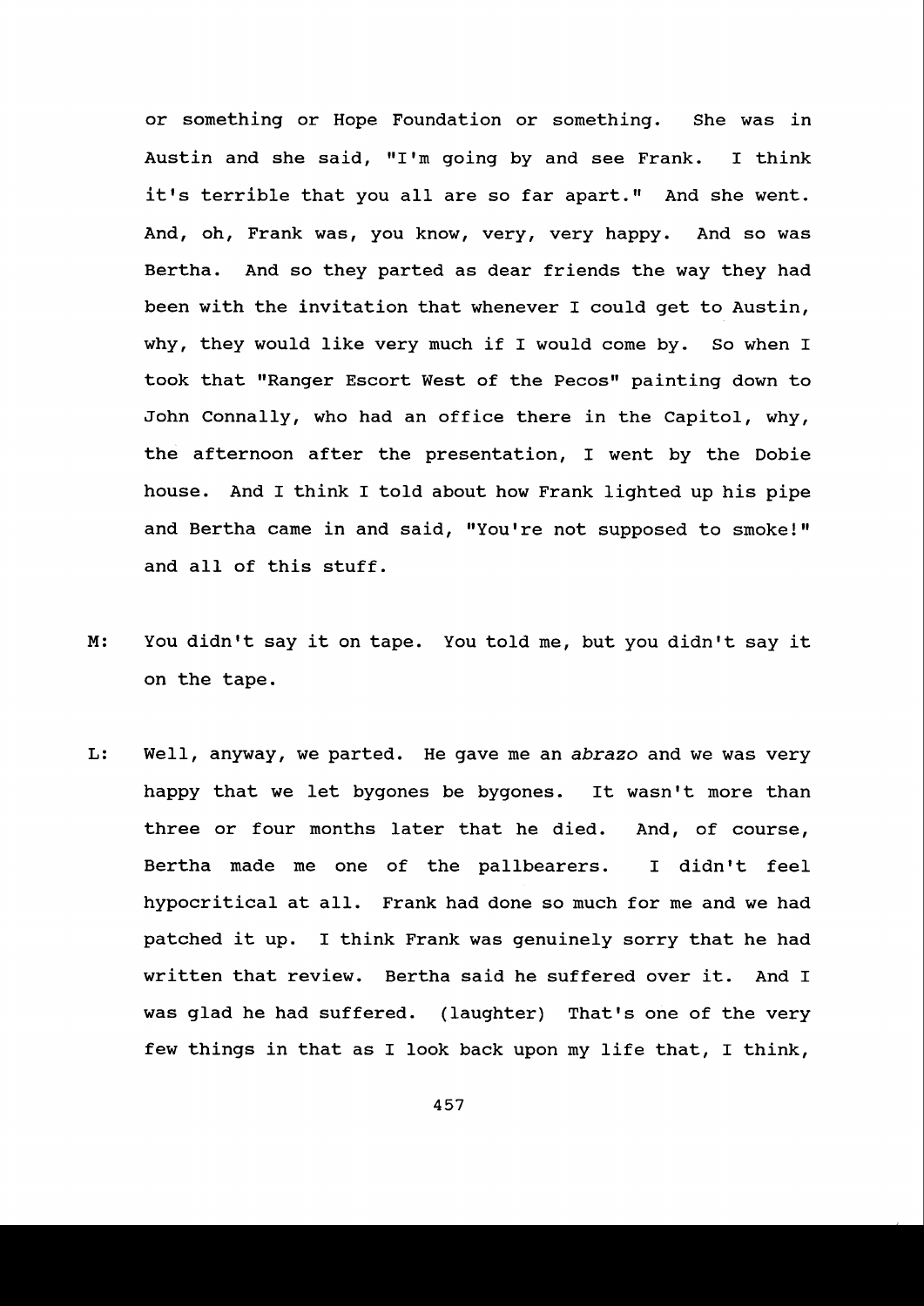or something or Hope Foundation or something. She was in Austin and she said, "I'm going by and see Frank. I think it's terrible that you all are so far apart." And she went. And, oh, Frank was, you know, very, very happy. And so was Bertha. And so they parted as dear friends the way they had been with the invitation that whenever I could get to Austin, why, they would like very much if I would come by. So when I took that "Ranger Escort West of the Pecos" painting down to John Connally, who had an office there in the Capitol, why, the afternoon after the presentation, I went by the Dobie house. And I think I told about how Frank lighted up his pipe and Bertha came in and said, "You're not supposed to smoke!" and all of this stuff.

M: You didn't say it on tape. You told me, but you didn't say it on the tape.

L: Well, anyway, we parted. He gave me an *abrazo* and we was very happy that we let bygones be bygones. It wasn't more than three or four months later that he died. And, of course, Bertha made me one of the pallbearers. I didn't feel hypocritical at all. Frank had done so much for me and we had patched it up. I think Frank was genuinely sorry that he had written that review. Bertha said he suffered over it. And I was glad he had suffered. (laughter) That's one of the very few things in that as I look back upon my life that, I think,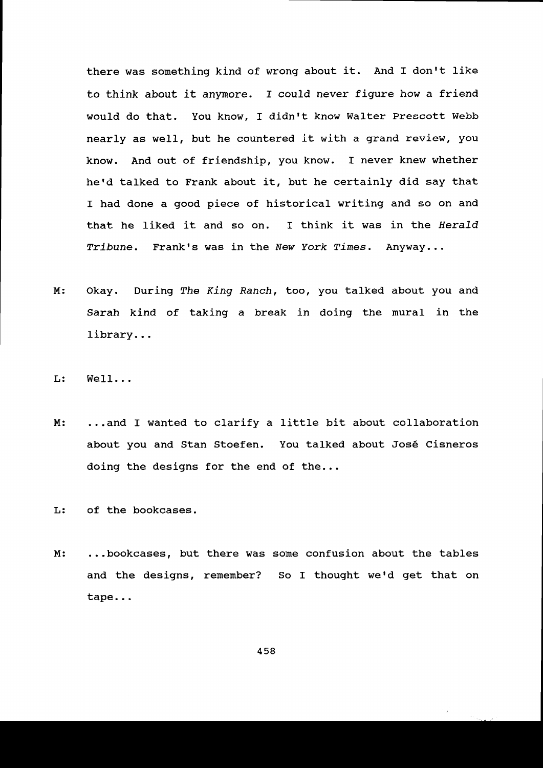there was something kind of wrong about it. And I don't like to think about it anymore. I could never figure how a friend would do that. You know, I didn't know Walter Prescott Webb nearly as well, but he countered it with a grand review, you know. And out of friendship, you know. I never knew whether he'd talked to Frank about it, but he certainly did say that I had done a good piece of historical writing and so on and that he liked it and so on. I think it was in the *Herald Tribune*. Frank's was in the *New York Times*. Anyway...

M: Okay. During *The King Ranch*, too, you talked about you and Sarah kind of taking a break in doing the mural in the library...

L: Well...

M: ...and I wanted to clarify a little bit about collaboration about you and Stan Stoefen. You talked about José Cisneros doing the designs for the end of the...

L: of the bookcases.

M: ...bookcases, but there was some confusion about the tables and the designs, remember? So I thought we'd get that on tape...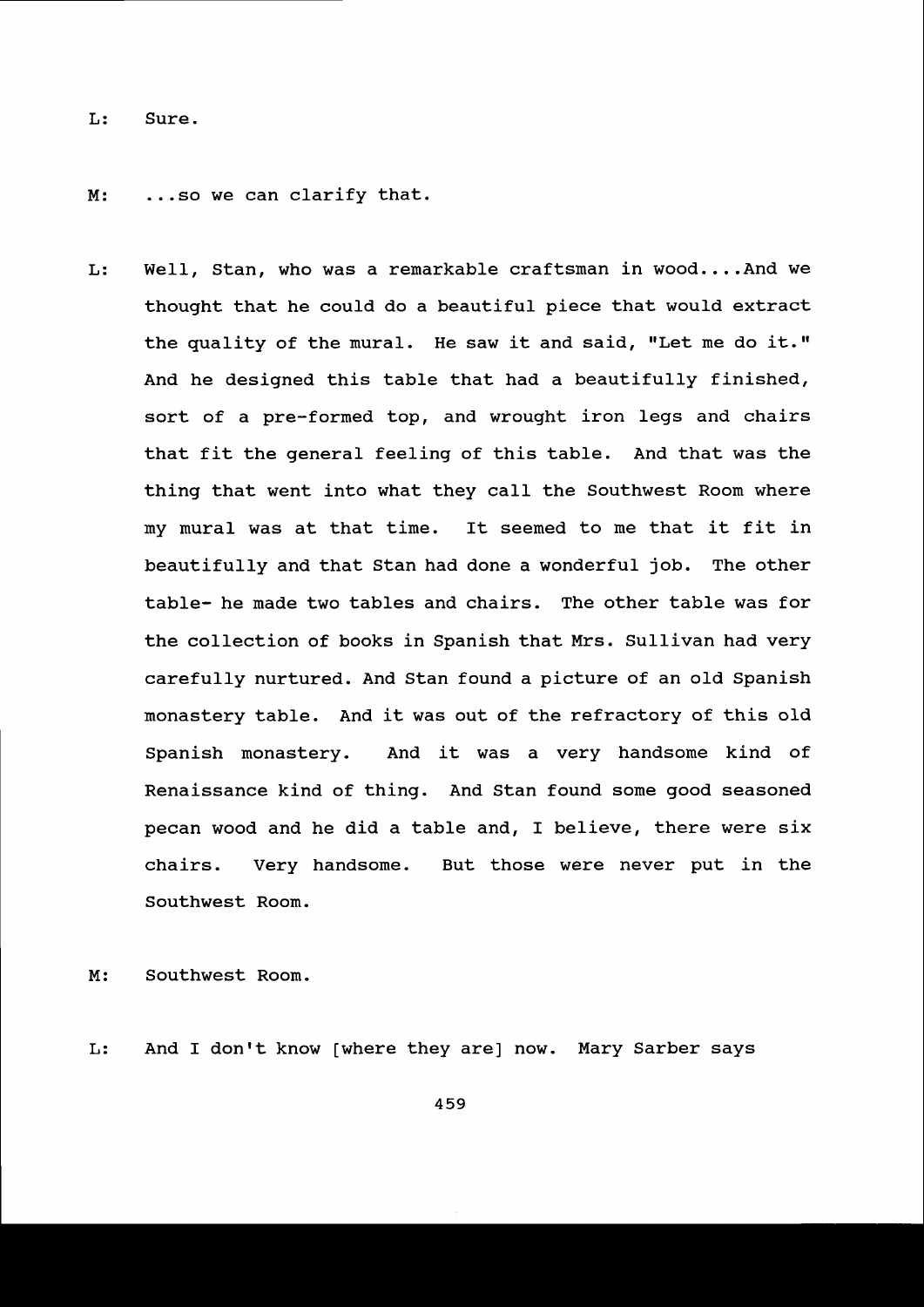L: Sure.

M: ...so we can clarify that.

L: Well, Stan, who was a remarkable craftsman in wood....And we thought that he could do a beautiful piece that would extract the quality of the mural. He saw it and said, "Let me do it." And he designed this table that had a beautifully finished, sort of a pre-formed top, and wrought iron legs and chairs that fit the general feeling of this table. And that was the thing that went into what they call the Southwest Room where my mural was at that time. It seemed to me that it fit in beautifully and that Stan had done a wonderful job. The other table- he made two tables and chairs. The other table was for the collection of books in Spanish that Mrs. Sullivan had very carefully nurtured. And Stan found a picture of an old Spanish monastery table. And it was out of the refractory of this old Spanish monastery. And it was a very handsome kind of Renaissance kind of thing. And Stan found some good seasoned pecan wood and he did a table and, I believe, there were six chairs. Very handsome. But those were never put in the Southwest Room.

M: Southwest Room.

L: And I don't know [where they are] now. Mary Sarber says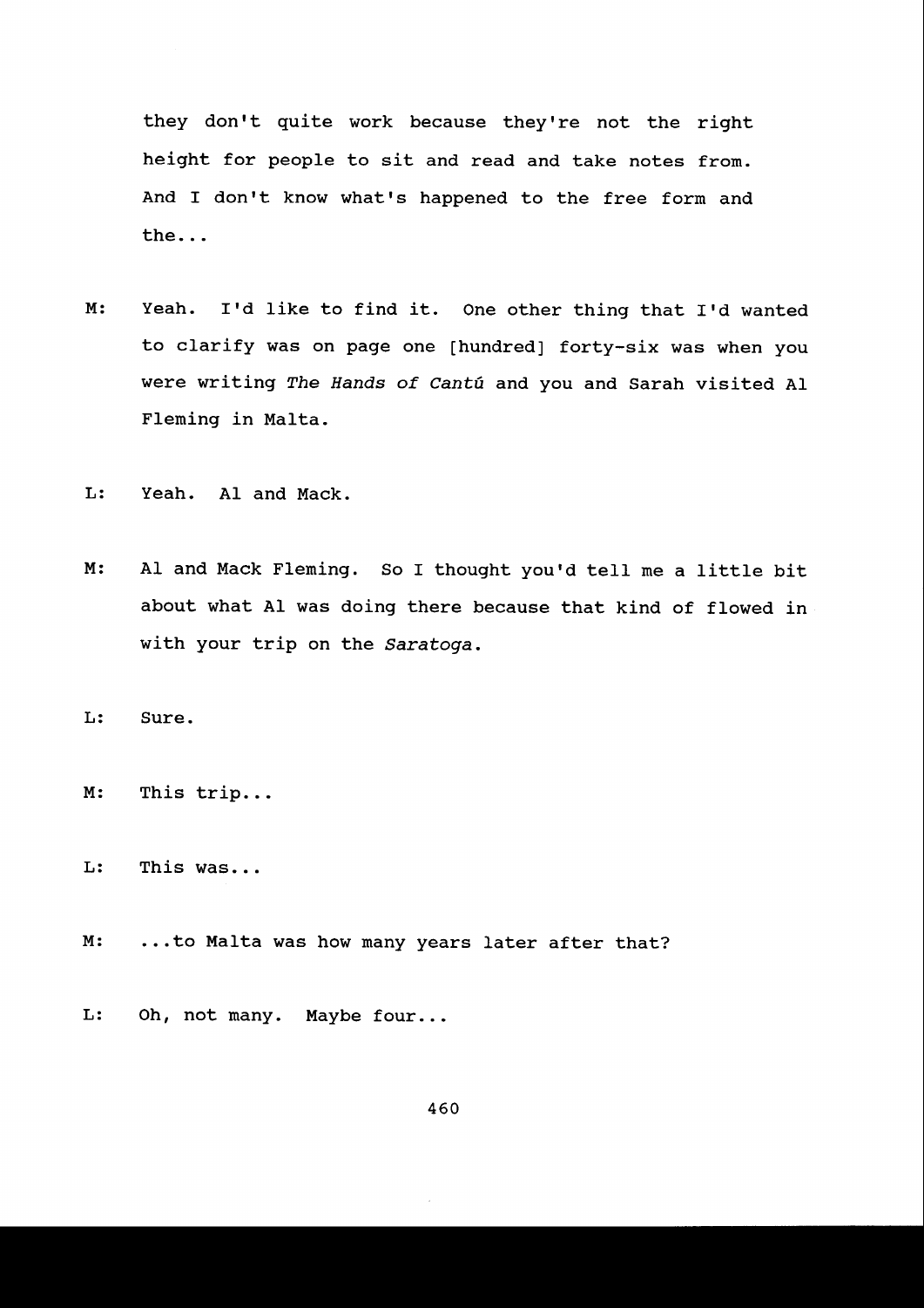they don't quite work because they're not the right height for people to sit and read and take notes from. And I don't know what's happened to the free form and the...

M: Yeah. I'd like to find it. One other thing that I'd wanted to clarify was on page one [hundred] forty-six was when you were writing *The Hands of Cantú* and you and Sarah visited Al Fleming in Malta.

L: Yeah. Al and Mack.

M: Al and Mack Fleming. So I thought you'd tell me a little bit about what Al was doing there because that kind of flowed in with your trip on the *Saratoga*.

L: Sure.

M: This trip...

L: This was...

M: ...to Malta was how many years later after that?

L: Oh, not many. Maybe four...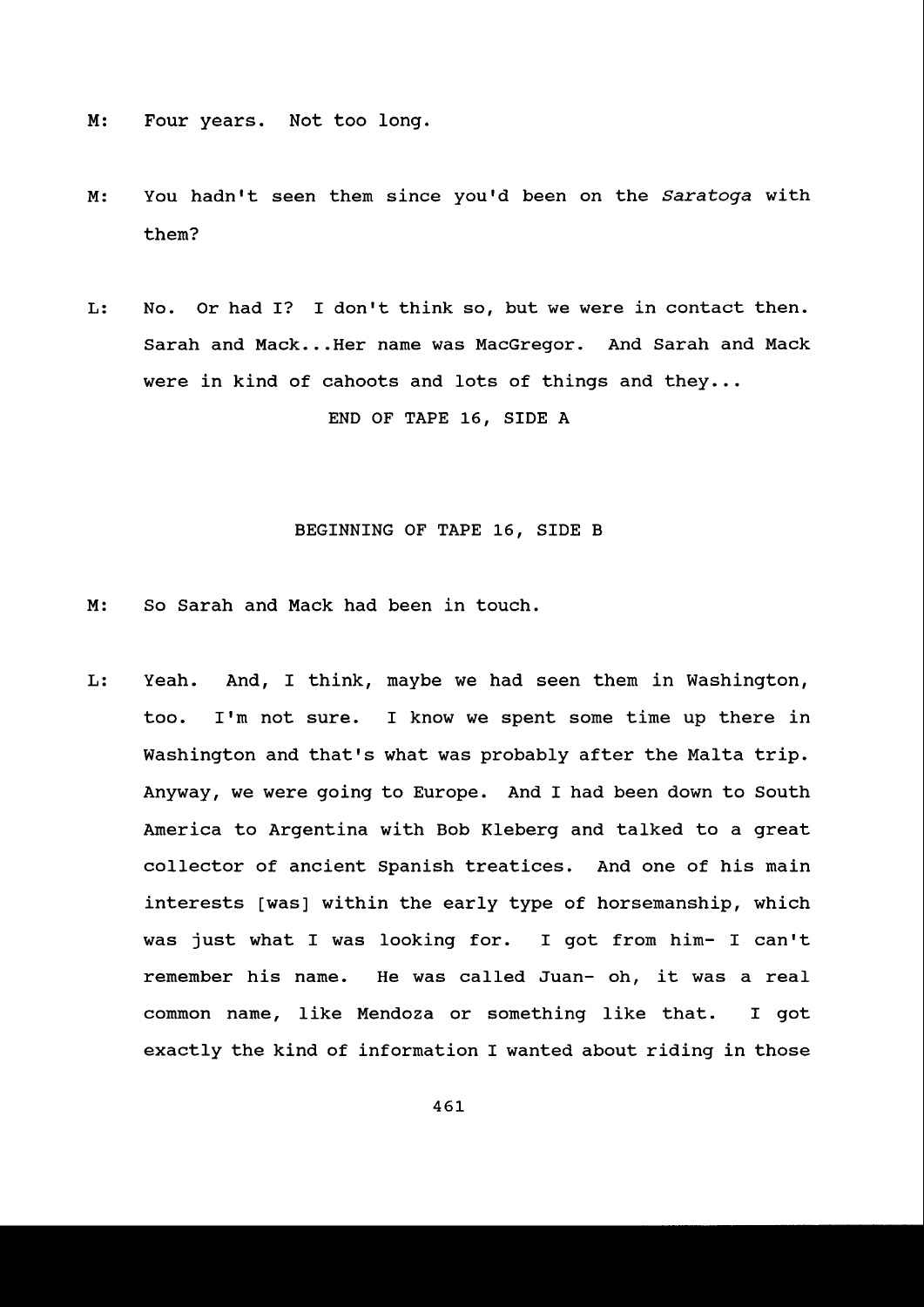M: Four years. Not too long.

M: You hadn't seen them since you'd been on the *Saratoga* with them?

L: No. Or had I? I don't think so, but we were in contact then. Sarah and Mack...Her name was MacGregor. And Sarah and Mack were in kind of cahoots and lots of things and they...

END OF TAPE 16, SIDE A

BEGINNING OF TAPE 16, SIDE B

M: So Sarah and Mack had been in touch.

L: Yeah. And, I think, maybe we had seen them in Washington, too. I'm not sure. I know we spent some time up there in Washington and that's what was probably after the Malta trip. Anyway, we were going to Europe. And I had been down to South America to Argentina with Bob Kleberg and talked to a great collector of ancient Spanish treatices. And one of his main interests [was] within the early type of horsemanship, which was just what I was looking for. I got from him- I can't remember his name. He was called Juan- oh, it was a real common name, like Mendoza or something like that. I got exactly the kind of information I wanted about riding in those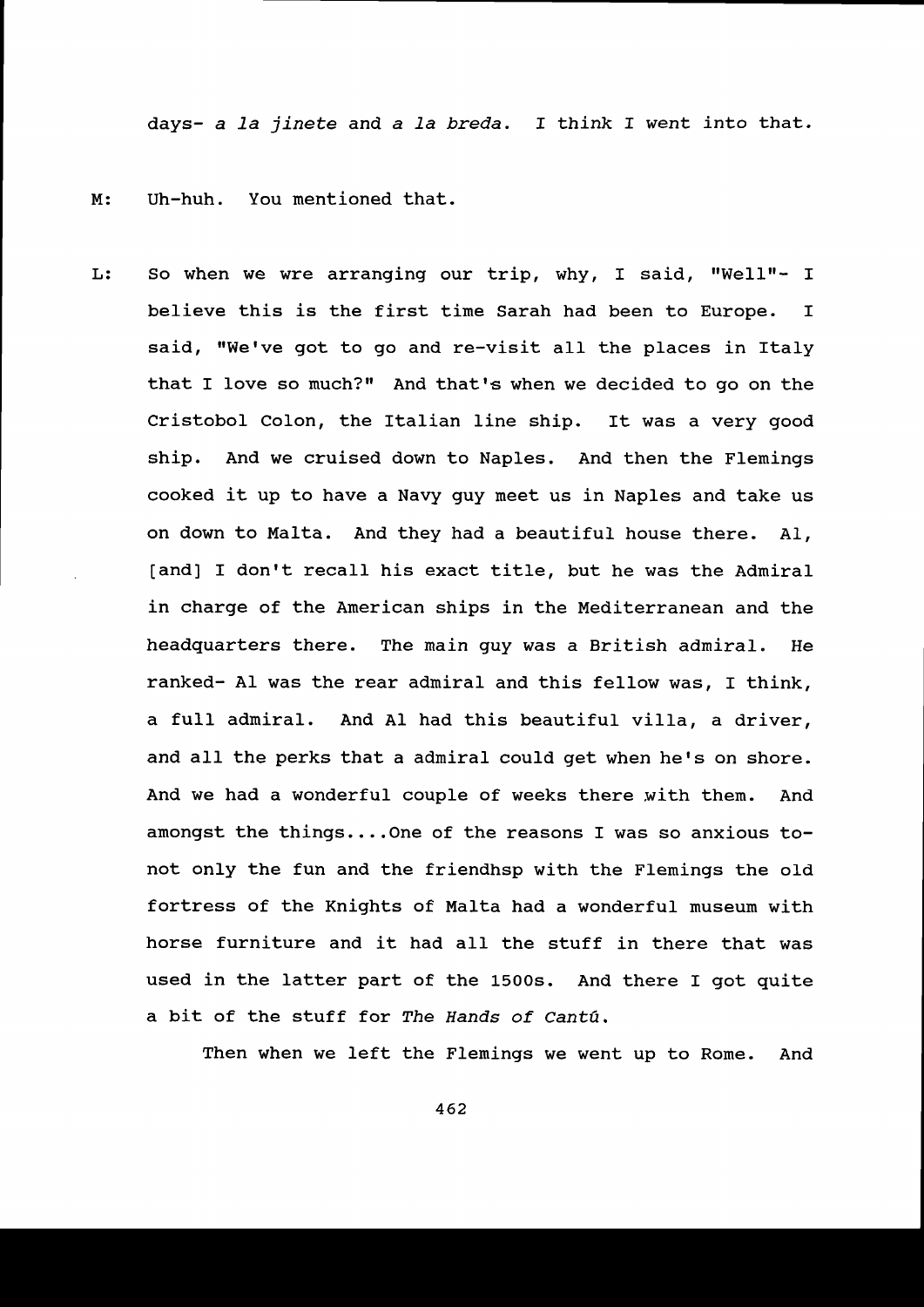days- *a la jinete* and *a la breda*. I think I went into that.

M: Uh-huh. You mentioned that.

L: So when we wre arranging our trip, why, I said, "Well"- I believe this is the first time Sarah had been to Europe. I said, "We've got to go and re-visit all the places in Italy that I love so much?" And that's when we decided to go on the Cristobol Colon, the Italian line ship. It was a very good ship. And we cruised down to Naples. And then the Flemings cooked it up to have a Navy guy meet us in Naples and take us on down to Malta. And they had a beautiful house there. Al, [and] I don't recall his exact title, but he was the Admiral in charge of the American ships in the Mediterranean and the headquarters there. The main guy was a British admiral. He ranked- Al was the rear admiral and this fellow was, I think, a full admiral. And Al had this beautiful villa, a driver, and all the perks that a admiral could get when he's on shore. And we had a wonderful couple of weeks there with them. And amongst the things....One of the reasons I was so anxious to- not only the fun and the friendhsp with the Flemings the old fortress of the Knights of Malta had a wonderful museum with horse furniture and it had all the stuff in there that was used in the latter part of the 1500s. And there I got quite a bit of the stuff for *The Hands of Cantú*.

Then when we left the Flemings we went up to Rome. And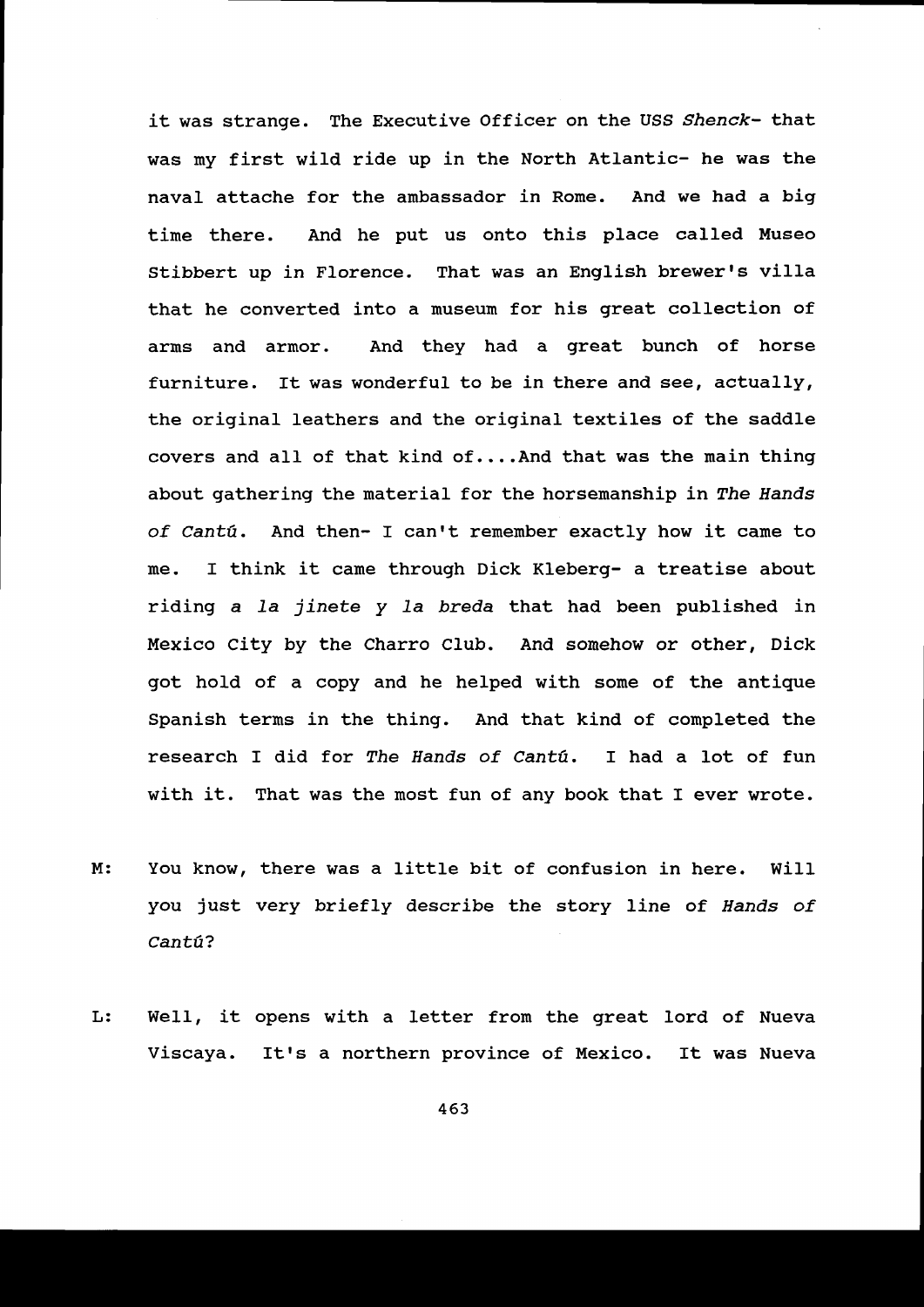it was strange. The Executive Officer on the USS *Shenck*- that was my first wild ride up in the North Atlantic- he was the naval attache for the ambassador in Rome. And we had a big time there. And he put us onto this place called Museo Stibbert up in Florence. That was an English brewer's villa that he converted into a museum for his great collection of arms and armor. And they had a great bunch of horse furniture. It was wonderful to be in there and see, actually, the original leathers and the original textiles of the saddle covers and all of that kind of....And that was the main thing about gathering the material for the horsemanship in *The Hands of Cantú*. And then- I can't remember exactly how it came to me. I think it came through Dick Kleberg- a treatise about riding *a la jinete y la breda* that had been published in Mexico City by the Charro Club. And somehow or other, Dick got hold of a copy and he helped with some of the antique Spanish terms in the thing. And that kind of completed the research I did for *The Hands of Cantú*. I had a lot of fun with it. That was the most fun of any book that I ever wrote.

M: You know, there was a little bit of confusion in here. Will you just very briefly describe the story line of *Hands of Cantú*?

L: Well, it opens with a letter from the great lord of Nueva Viscaya. It's a northern province of Mexico. It was Nueva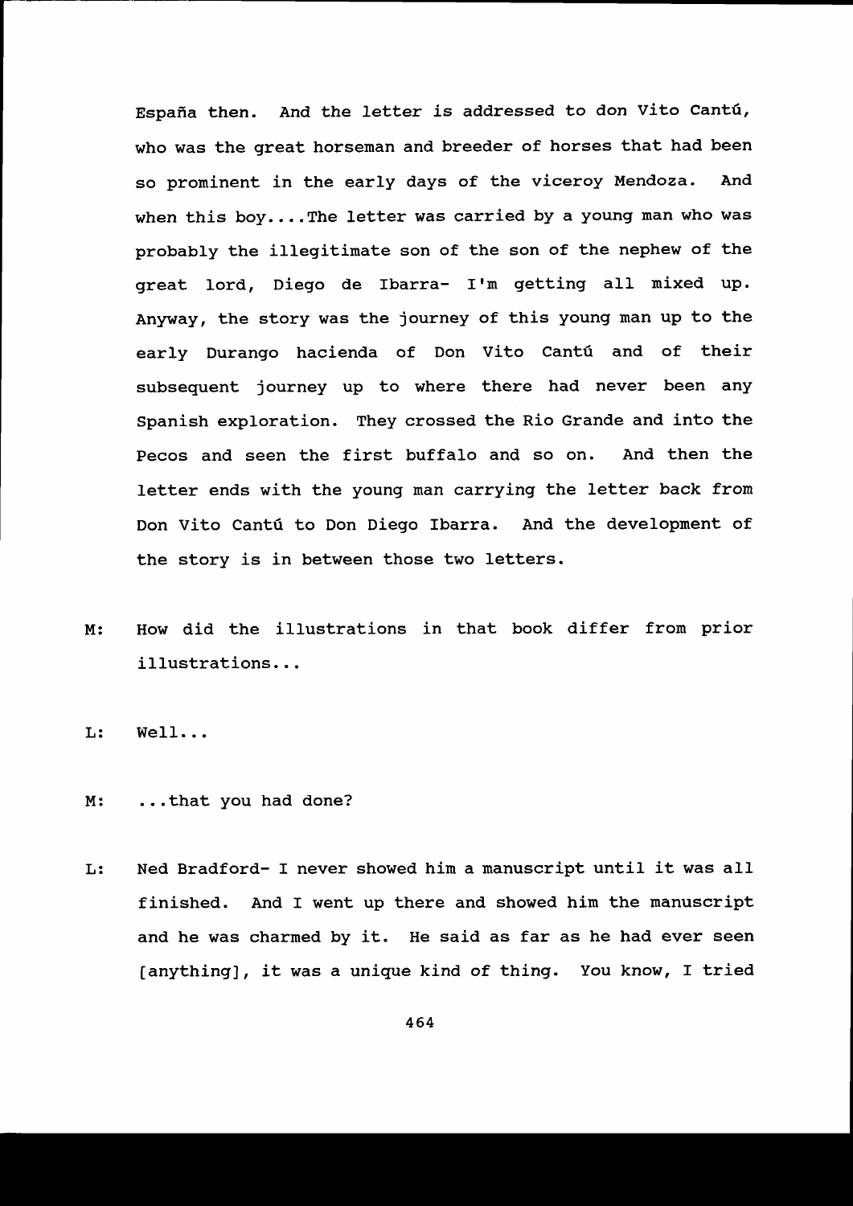España then. And the letter is addressed to don Vito Cantú, who was the great horseman and breeder of horses that had been so prominent in the early days of the viceroy Mendoza. And when this boy....The letter was carried by a young man who was probably the illegitimate son of the son of the nephew of the great lord, Diego de Ibarra- I'm getting all mixed up. Anyway, the story was the journey of this young man up to the early Durango hacienda of Don Vito Cantú and of their subsequent journey up to where there had never been any Spanish exploration. They crossed the Rio Grande and into the Pecos and seen the first buffalo and so on. And then the letter ends with the young man carrying the letter back from Don Vito Cantú to Don Diego Ibarra. And the development of the story is in between those two letters.

M: How did the illustrations in that book differ from prior illustrations...

L: Well...

M: ...that you had done?

L: Ned Bradford- I never showed him a manuscript until it was all finished. And I went up there and showed him the manuscript and he was charmed by it. He said as far as he had ever seen [anything], it was a unique kind of thing. You know, I tried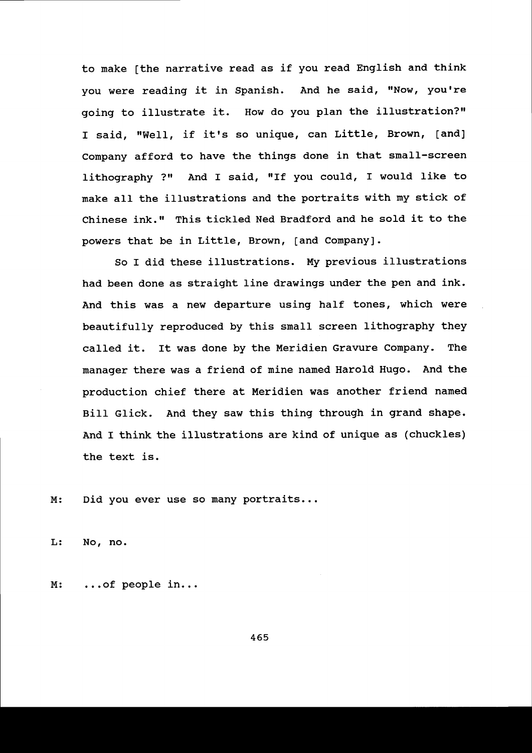to make [the narrative read as if you read English and think you were reading it in Spanish. And he said, "Now, you're going to illustrate it. How do you plan the illustration?" I said, "Well, if it's so unique, can Little, Brown, [and] Company afford to have the things done in that small-screen lithography ?" And I said, "If you could, I would like to make all the illustrations and the portraits with my stick of Chinese ink." This tickled Ned Bradford and he sold it to the powers that be in Little, Brown, [and Company].

So I did these illustrations. My previous illustrations had been done as straight line drawings under the pen and ink. And this was a new departure using half tones, which were beautifully reproduced by this small screen lithography they called it. It was done by the Meridien Gravure Company. The manager there was a friend of mine named Harold Hugo. And the production chief there at Meridien was another friend named Bill Glick. And they saw this thing through in grand shape. And I think the illustrations are kind of unique as (chuckles) the text is.

M: Did you ever use so many portraits...

L: No, no.

M: ...of people in...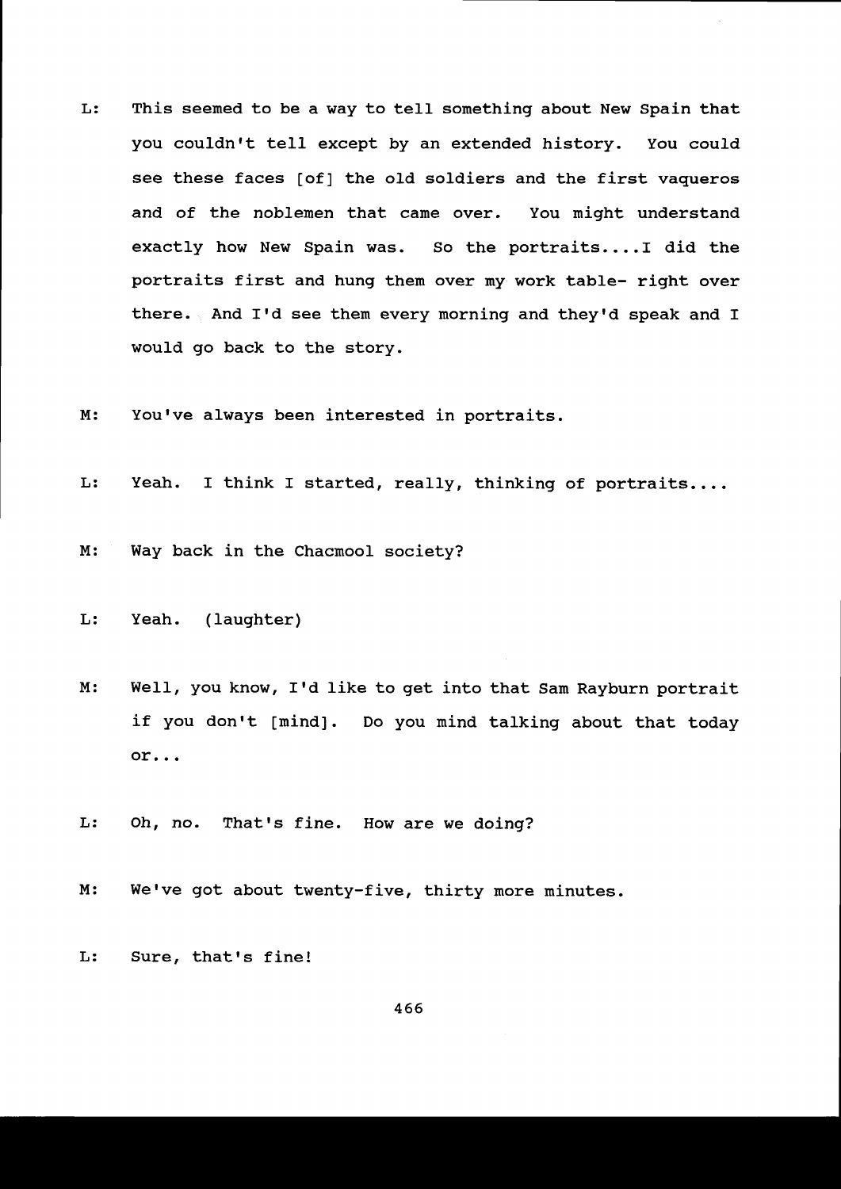L: This seemed to be a way to tell something about New Spain that you couldn't tell except by an extended history. You could see these faces [of] the old soldiers and the first vaqueros and of the noblemen that came over. You might understand exactly how New Spain was. So the portraits....I did the portraits first and hung them over my work table- right over there. And I'd see them every morning and they'd speak and I would go back to the story.

M: You've always been interested in portraits.

L: Yeah. I think I started, really, thinking of portraits....

M: Way back in the Chacmool society?

L: Yeah. (laughter)

M: Well, you know, I'd like to get into that Sam Rayburn portrait if you don't [mind]. Do you mind talking about that today or...

L: Oh, no. That's fine. How are we doing?

M: We've got about twenty-five, thirty more minutes.

L: Sure, that's fine!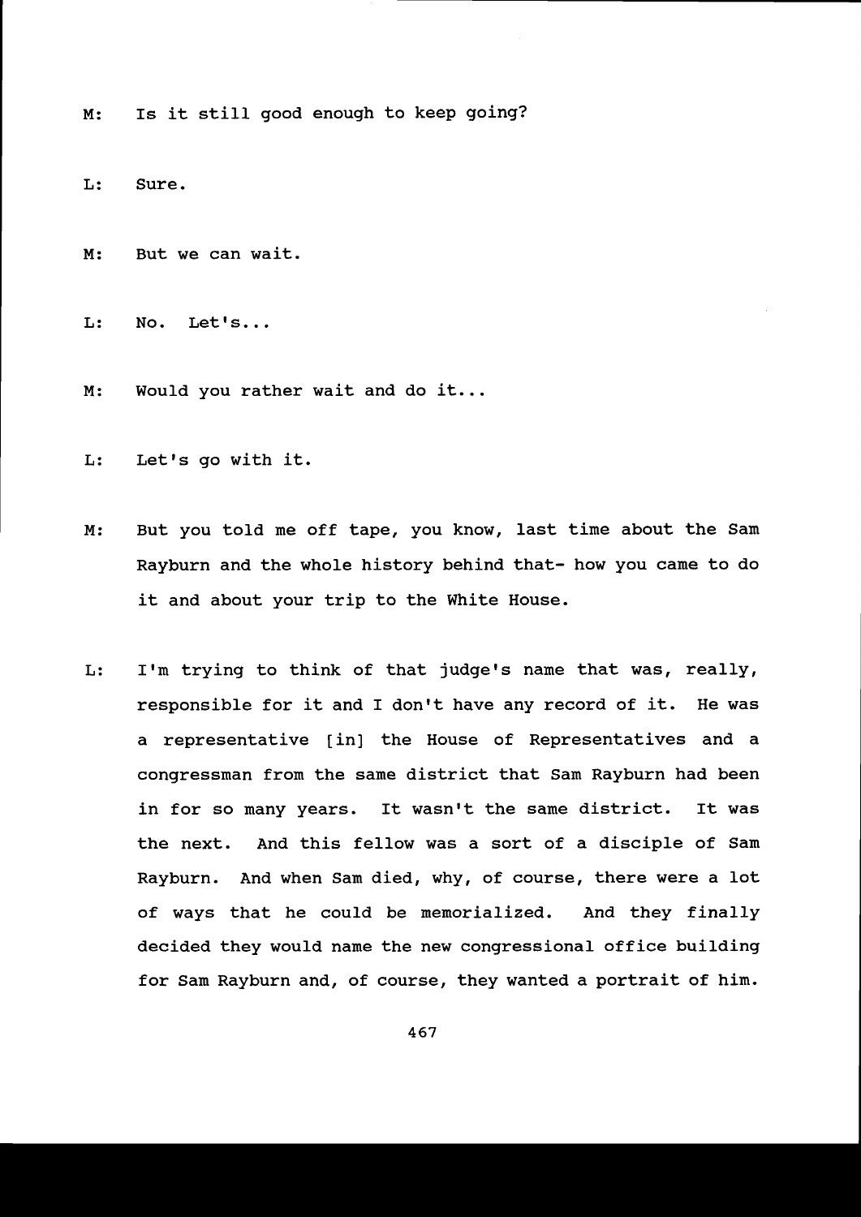M: Is it still good enough to keep going?

L: Sure.

M: But we can wait.

L: No. Let's...

M: Would you rather wait and do it...

L: Let's go with it.

M: But you told me off tape, you know, last time about the Sam Rayburn and the whole history behind that- how you came to do it and about your trip to the White House.

L: I'm trying to think of that judge's name that was, really, responsible for it and I don't have any record of it. He was a representative [in] the House of Representatives and a congressman from the same district that Sam Rayburn had been in for so many years. It wasn't the same district. It was the next. And this fellow was a sort of a disciple of Sam Rayburn. And when Sam died, why, of course, there were a lot of ways that he could be memorialized. And they finally decided they would name the new congressional office building for Sam Rayburn and, of course, they wanted a portrait of him.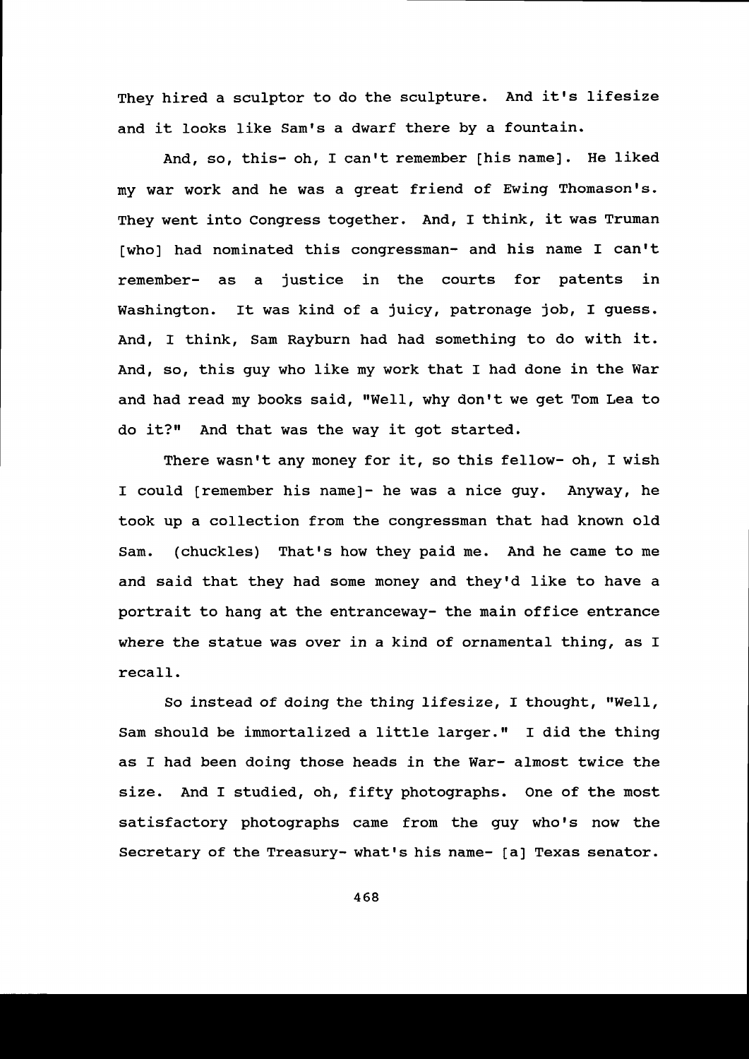They hired a sculptor to do the sculpture. And it's lifesize and it looks like Sam's a dwarf there by a fountain.

And, so, this- oh, I can't remember [his name]. He liked my war work and he was a great friend of Ewing Thomason's. They went into Congress together. And, I think, it was Truman [who] had nominated this congressman- and his name I can't remember- as a justice in the courts for patents in Washington. It was kind of a juicy, patronage job, I guess. And, I think, Sam Rayburn had had something to do with it. And, so, this guy who like my work that I had done in the War and had read my books said, "Well, why don't we get Tom Lea to do it?" And that was the way it got started.

There wasn't any money for it, so this fellow- oh, I wish I could [remember his name]- he was a nice guy. Anyway, he took up a collection from the congressman that had known old Sam. (chuckles) That's how they paid me. And he came to me and said that they had some money and they'd like to have a portrait to hang at the entranceway- the main office entrance where the statue was over in a kind of ornamental thing, as I recall.

So instead of doing the thing lifesize, I thought, "Well, Sam should be immortalized a little larger." I did the thing as I had been doing those heads in the War- almost twice the size. And I studied, oh, fifty photographs. One of the most satisfactory photographs came from the guy who's now the Secretary of the Treasury- what's his name- [a] Texas senator.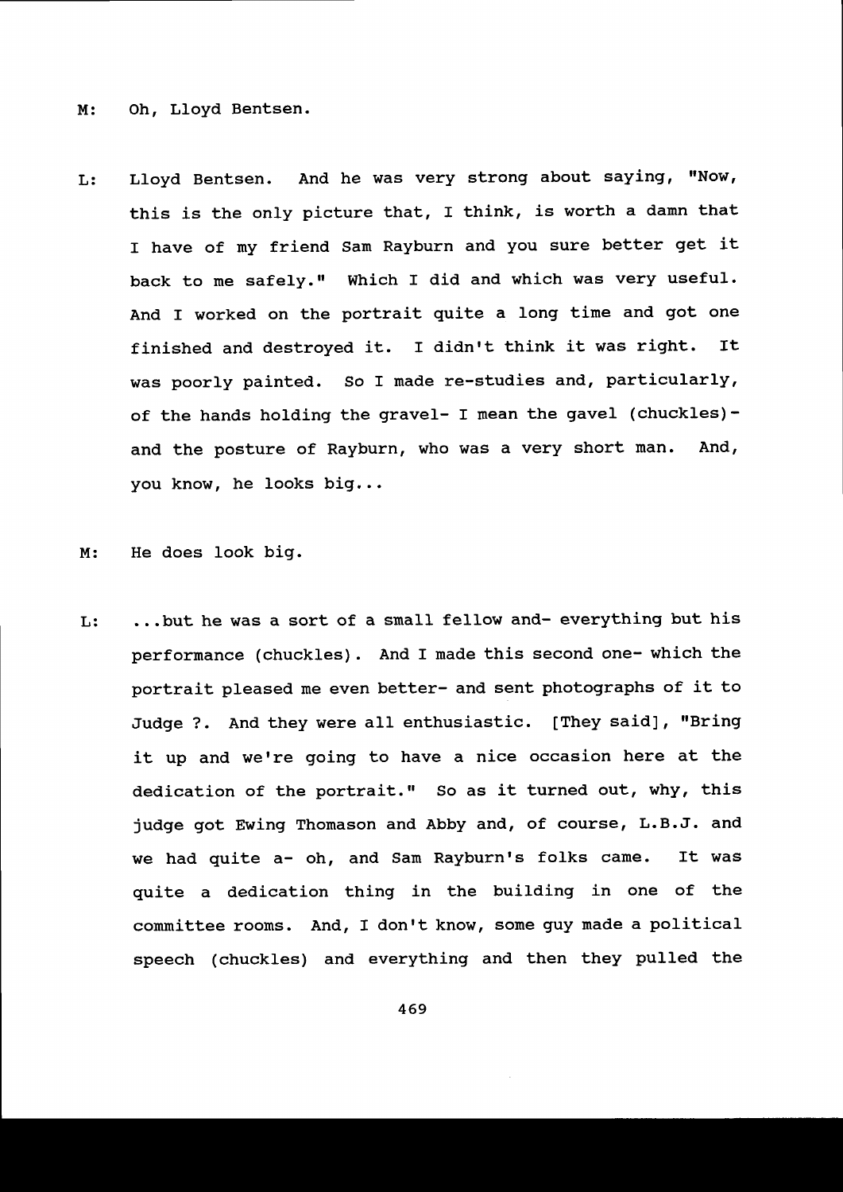M: Oh, Lloyd Bentsen.

L: Lloyd Bentsen. And he was very strong about saying, "Now, this is the only picture that, I think, is worth a damn that I have of my friend Sam Rayburn and you sure better get it back to me safely." Which I did and which was very useful. And I worked on the portrait quite a long time and got one finished and destroyed it. I didn't think it was right. It was poorly painted. So I made re-studies and, particularly, of the hands holding the gravel- I mean the gavel (chuckles)- and the posture of Rayburn, who was a very short man. And, you know, he looks big...

M: He does look big.

L: ...but he was a sort of a small fellow and- everything but his performance (chuckles). And I made this second one- which the portrait pleased me even better- and sent photographs of it to Judge ?. And they were all enthusiastic. [They said], "Bring it up and we're going to have a nice occasion here at the dedication of the portrait." So as it turned out, why, this judge got Ewing Thomason and Abby and, of course, L.B.J. and we had quite a- oh, and Sam Rayburn's folks came. It was quite a dedication thing in the building in one of the committee rooms. And, I don't know, some guy made a political speech (chuckles) and everything and then they pulled the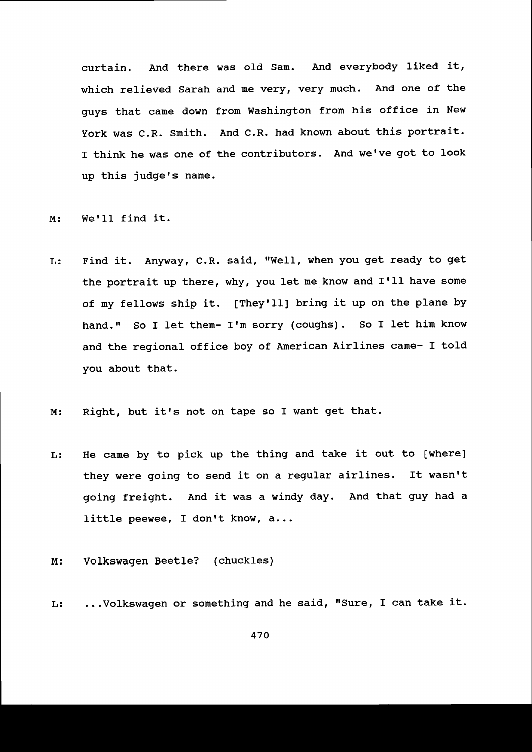curtain. And there was old Sam. And everybody liked it, which relieved Sarah and me very, very much. And one of the guys that came down from Washington from his office in New York was C.R. Smith. And C.R. had known about this portrait. I think he was one of the contributors. And we've got to look up this judge's name.

M: We'll find it.

L: Find it. Anyway, C.R. said, "Well, when you get ready to get the portrait up there, why, you let me know and I'll have some of my fellows ship it. [They'll] bring it up on the plane by hand." So I let them- I'm sorry (coughs). So I let him know and the regional office boy of American Airlines came- I told you about that.

M: Right, but it's not on tape so I want get that.

L: He came by to pick up the thing and take it out to [where] they were going to send it on a regular airlines. It wasn't going freight. And it was a windy day. And that guy had a little peewee, I don't know, a...

M: Volkswagen Beetle? (chuckles)

L: ...Volkswagen or something and he said, "Sure, I can take it.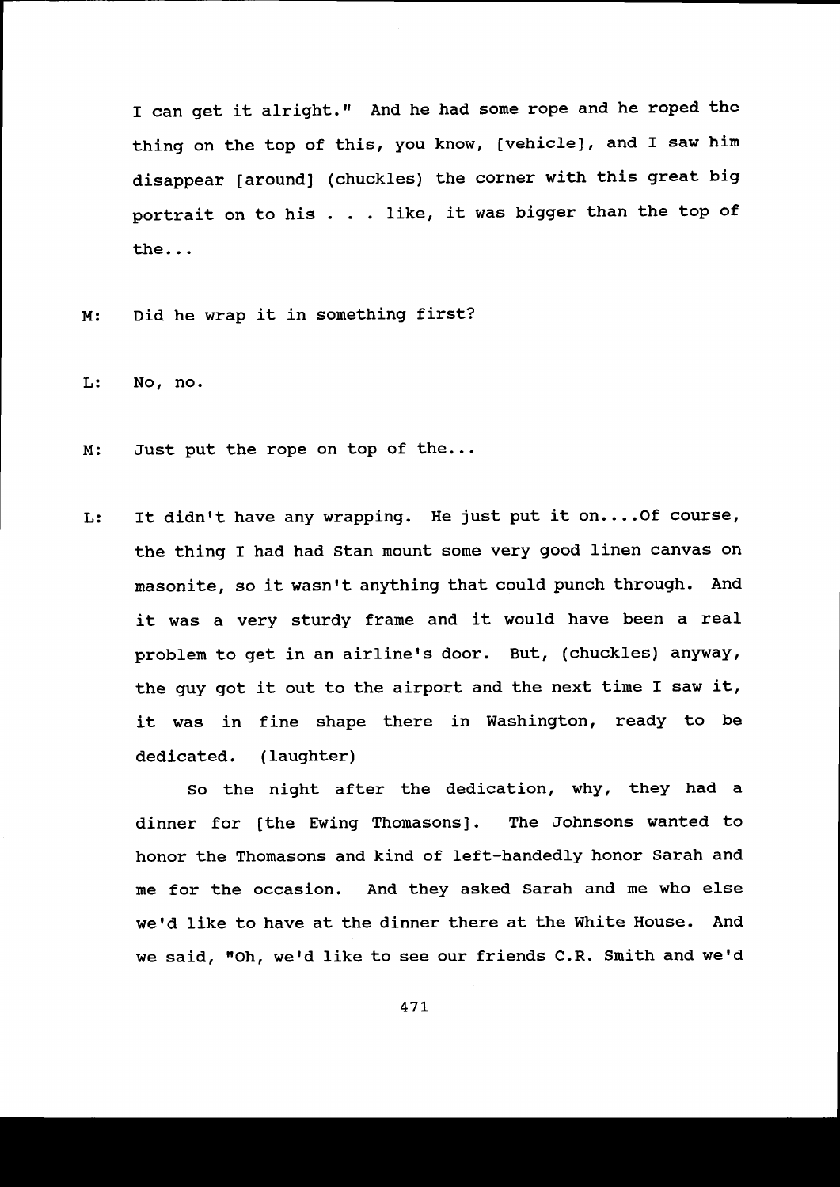I can get it alright." And he had some rope and he roped the thing on the top of this, you know, [vehicle], and I saw him disappear [around] (chuckles) the corner with this great big portrait on to his . . . like, it was bigger than the top of the...

M: Did he wrap it in something first?

L: No, no.

M: Just put the rope on top of the...

L: It didn't have any wrapping. He just put it on....Of course, the thing I had had Stan mount some very good linen canvas on masonite, so it wasn't anything that could punch through. And it was a very sturdy frame and it would have been a real problem to get in an airline's door. But, (chuckles) anyway, the guy got it out to the airport and the next time I saw it, it was in fine shape there in Washington, ready to be dedicated. (laughter)

So the night after the dedication, why, they had a dinner for [the Ewing Thomasons]. The Johnsons wanted to honor the Thomasons and kind of left-handedly honor Sarah and me for the occasion. And they asked Sarah and me who else we'd like to have at the dinner there at the White House. And we said, "Oh, we'd like to see our friends C.R. Smith and we'd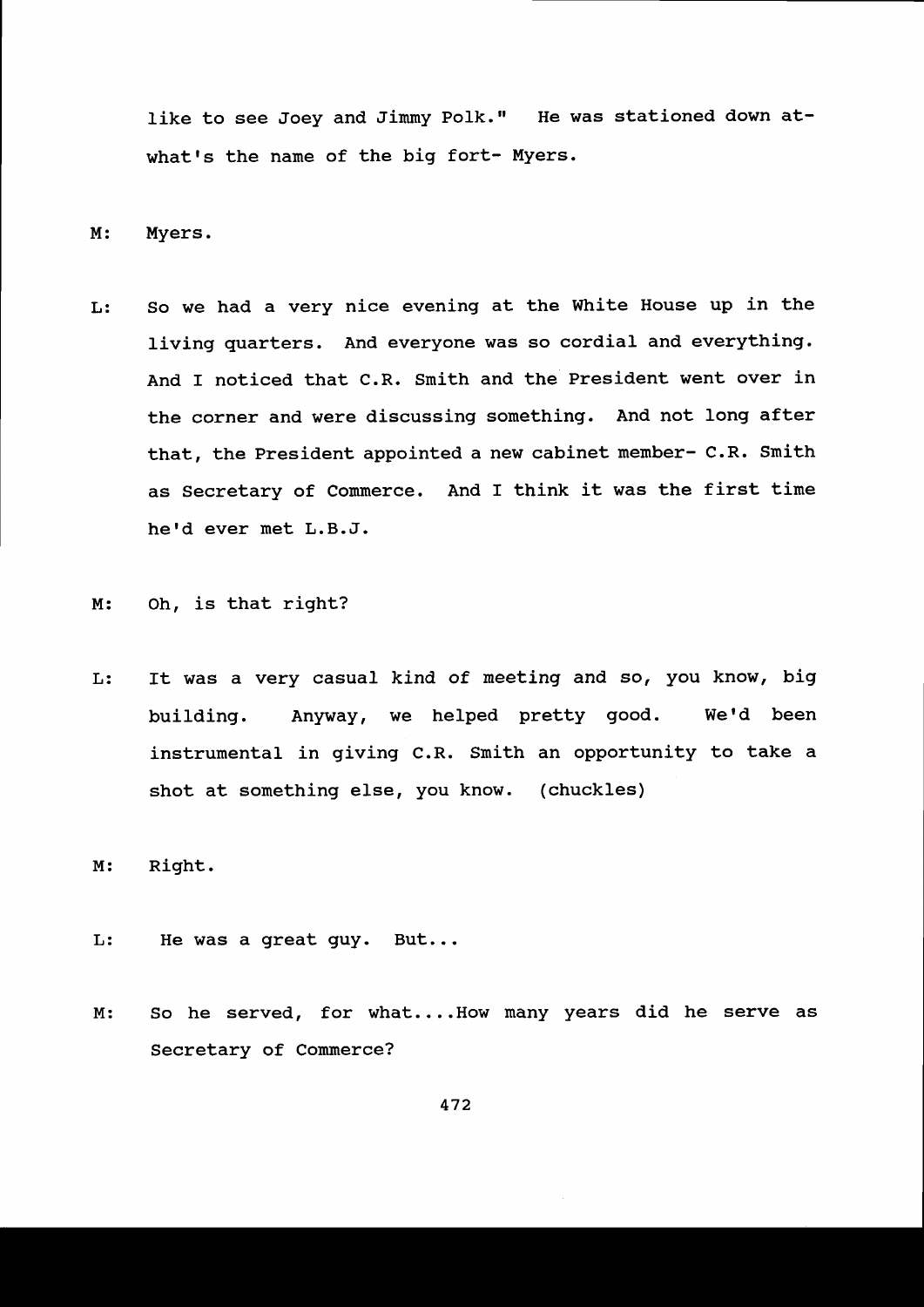like to see Joey and Jimmy Polk." He was stationed down at- what's the name of the big fort- Myers.

M: Myers.

L: So we had a very nice evening at the White House up in the living quarters. And everyone was so cordial and everything. And I noticed that C.R. Smith and the President went over in the corner and were discussing something. And not long after that, the President appointed a new cabinet member- C.R. Smith as Secretary of Commerce. And I think it was the first time he'd ever met L.B.J.

M: Oh, is that right?

L: It was a very casual kind of meeting and so, you know, big building. Anyway, we helped pretty good. We'd been instrumental in giving C.R. Smith an opportunity to take a shot at something else, you know. (chuckles)

M: Right.

L: He was a great guy. But...

M: So he served, for what....How many years did he serve as Secretary of Commerce?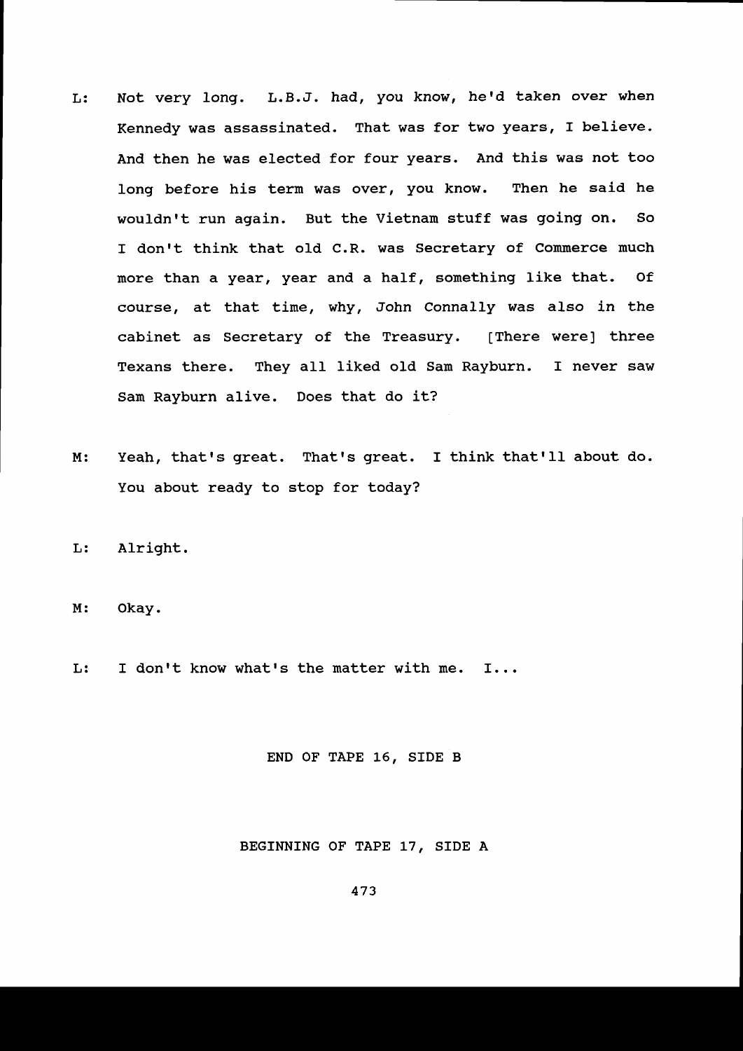L: Not very long. L.B.J. had, you know, he'd taken over when Kennedy was assassinated. That was for two years, I believe. And then he was elected for four years. And this was not too long before his term was over, you know. Then he said he wouldn't run again. But the Vietnam stuff was going on. So I don't think that old C.R. was Secretary of Commerce much more than a year, year and a half, something like that. Of course, at that time, why, John Connally was also in the cabinet as Secretary of the Treasury. [There were] three Texans there. They all liked old Sam Rayburn. I never saw Sam Rayburn alive. Does that do it?

M: Yeah, that's great. That's great. I think that'll about do. You about ready to stop for today?

L: Alright.

M: Okay.

L: I don't know what's the matter with me. I...

END OF TAPE 16, SIDE B

BEGINNING OF TAPE 17, SIDE A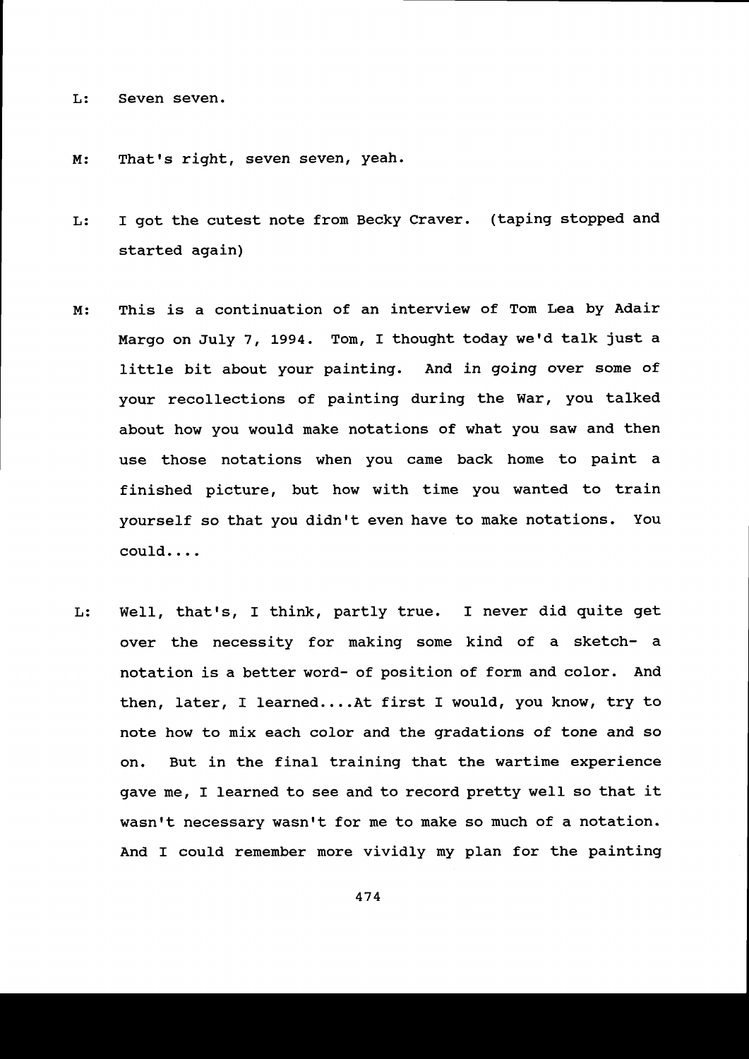L: Seven seven.

M: That's right, seven seven, yeah.

L: I got the cutest note from Becky Craver. (taping stopped and started again)

M: This is a continuation of an interview of Tom Lea by Adair Margo on July 7, 1994. Tom, I thought today we'd talk just a little bit about your painting. And in going over some of your recollections of painting during the War, you talked about how you would make notations of what you saw and then use those notations when you came back home to paint a finished picture, but how with time you wanted to train yourself so that you didn't even have to make notations. You could....

L: Well, that's, I think, partly true. I never did quite get over the necessity for making some kind of a sketch- a notation is a better word- of position of form and color. And then, later, I learned....At first I would, you know, try to note how to mix each color and the gradations of tone and so on. But in the final training that the wartime experience gave me, I learned to see and to record pretty well so that it wasn't necessary wasn't for me to make so much of a notation. And I could remember more vividly my plan for the painting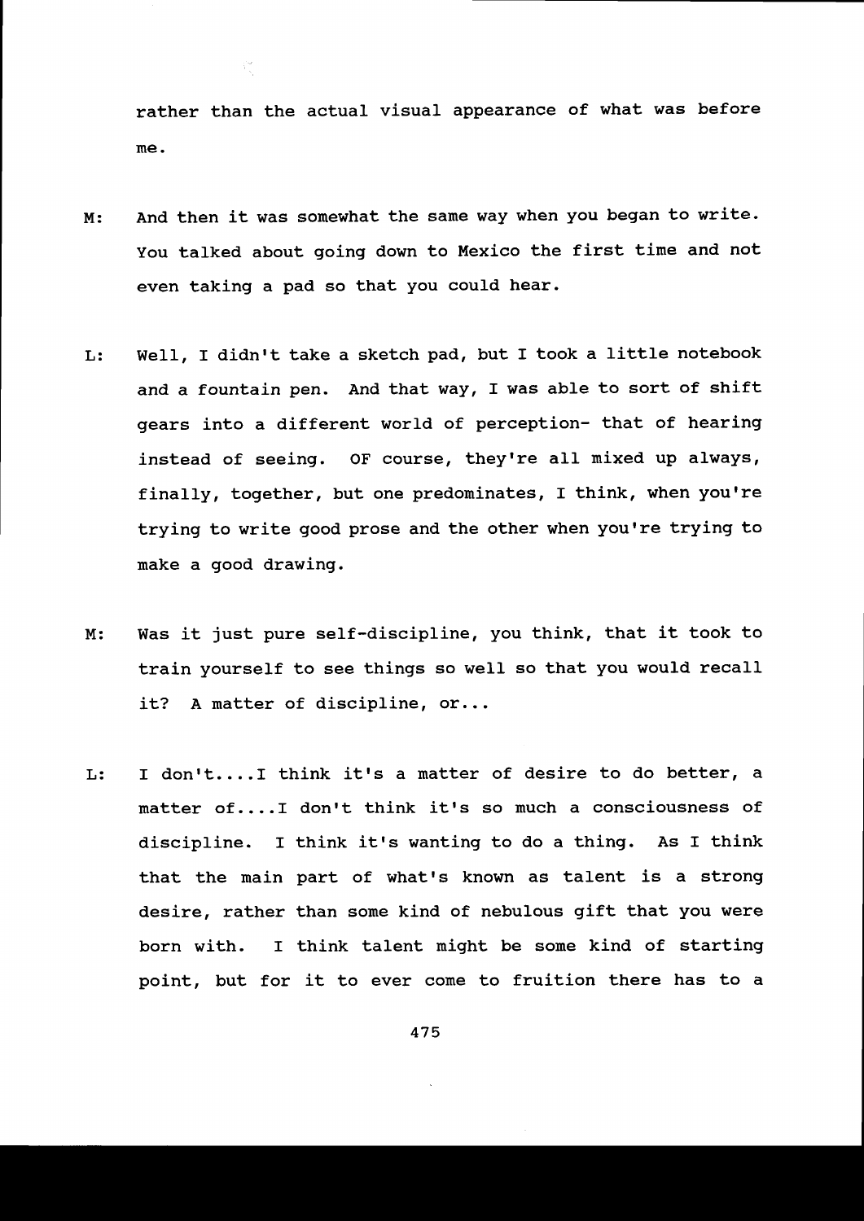rather than the actual visual appearance of what was before me.

M: And then it was somewhat the same way when you began to write. You talked about going down to Mexico the first time and not even taking a pad so that you could hear.

L: Well, I didn't take a sketch pad, but I took a little notebook and a fountain pen. And that way, I was able to sort of shift gears into a different world of perception- that of hearing instead of seeing. OF course, they're all mixed up always, finally, together, but one predominates, I think, when you're trying to write good prose and the other when you're trying to make a good drawing.

M: Was it just pure self-discipline, you think, that it took to train yourself to see things so well so that you would recall it? A matter of discipline, or...

L: I don't....I think it's a matter of desire to do better, a matter of....I don't think it's so much a consciousness of discipline. I think it's wanting to do a thing. As I think that the main part of what's known as talent is a strong desire, rather than some kind of nebulous gift that you were born with. I think talent might be some kind of starting point, but for it to ever come to fruition there has to a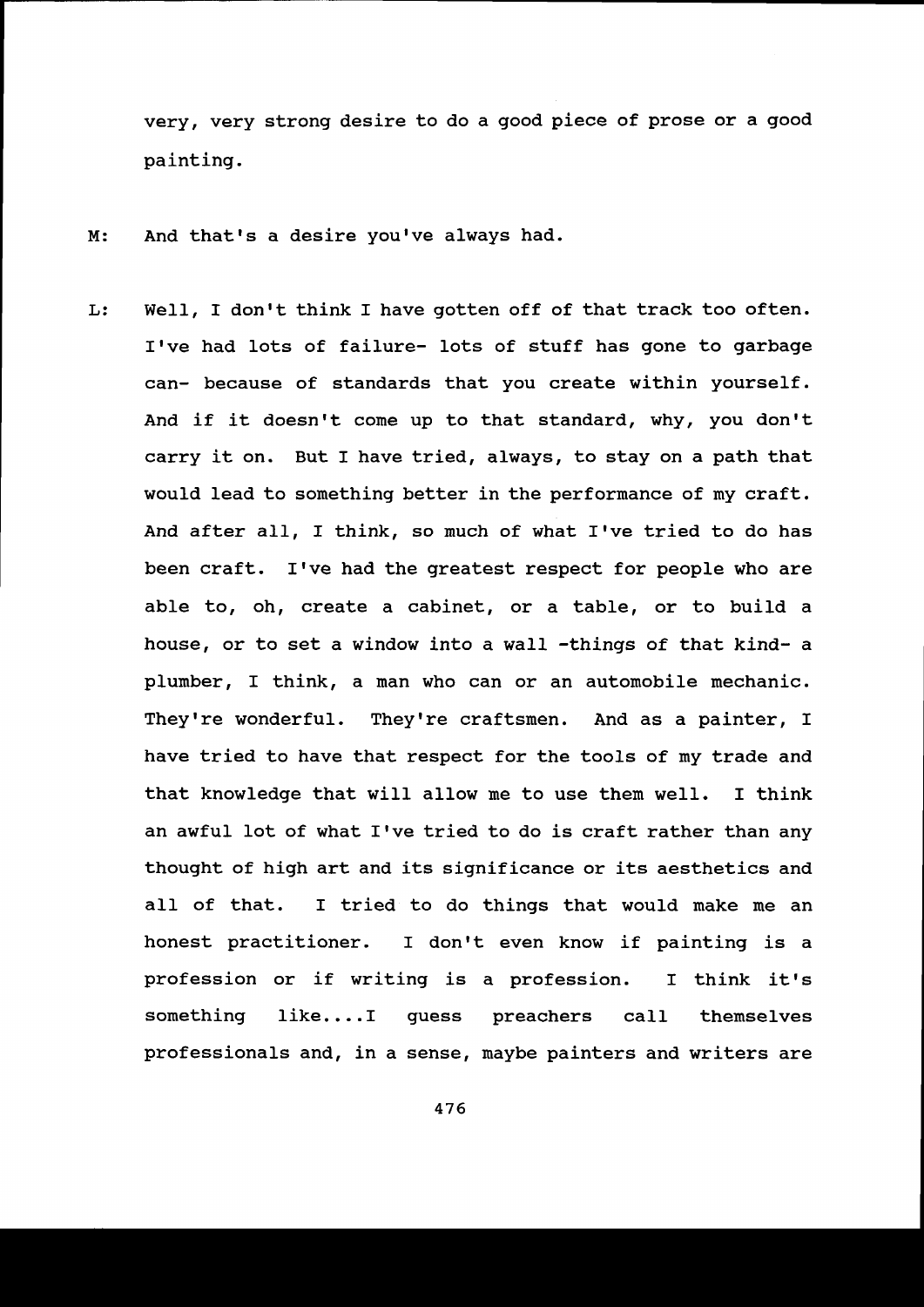very, very strong desire to do a good piece of prose or a good painting.

M: And that's a desire you've always had.

L: Well, I don't think I have gotten off of that track too often. I've had lots of failure- lots of stuff has gone to garbage can- because of standards that you create within yourself. And if it doesn't come up to that standard, why, you don't carry it on. But I have tried, always, to stay on a path that would lead to something better in the performance of my craft. And after all, I think, so much of what I've tried to do has been craft. I've had the greatest respect for people who are able to, oh, create a cabinet, or a table, or to build a house, or to set a window into a wall -things of that kind- a plumber, I think, a man who can or an automobile mechanic. They're wonderful. They're craftsmen. And as a painter, I have tried to have that respect for the tools of my trade and that knowledge that will allow me to use them well. I think an awful lot of what I've tried to do is craft rather than any thought of high art and its significance or its aesthetics and all of that. I tried to do things that would make me an honest practitioner. I don't even know if painting is a profession or if writing is a profession. I think it's something like....I guess preachers call themselves professionals and, in a sense, maybe painters and writers are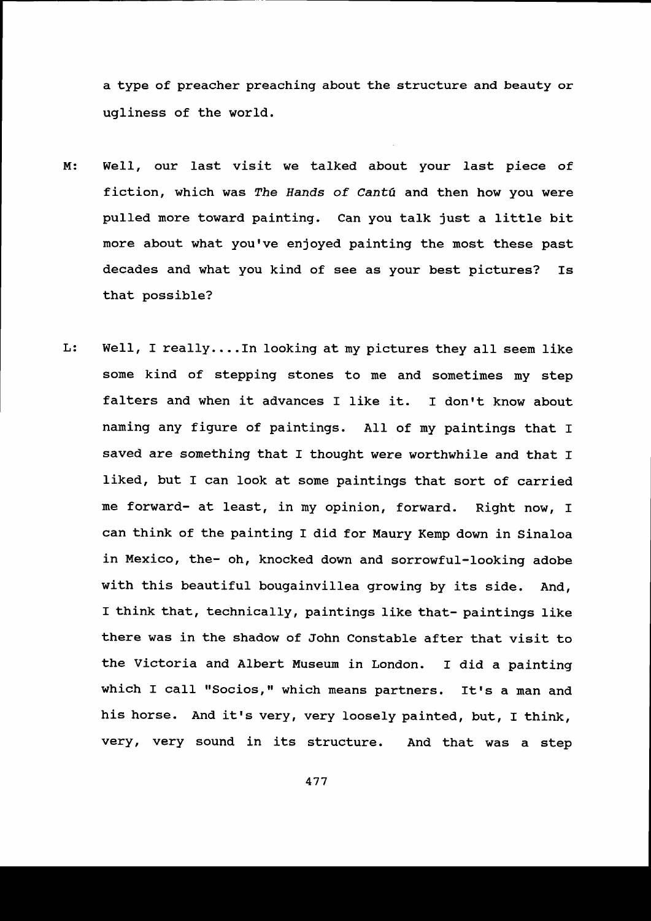a type of preacher preaching about the structure and beauty or ugliness of the world.

M: Well, our last visit we talked about your last piece of fiction, which was *The Hands of Cantú* and then how you were pulled more toward painting. Can you talk just a little bit more about what you've enjoyed painting the most these past decades and what you kind of see as your best pictures? Is that possible?

L: Well, I really....In looking at my pictures they all seem like some kind of stepping stones to me and sometimes my step falters and when it advances I like it. I don't know about naming any figure of paintings. All of my paintings that I saved are something that I thought were worthwhile and that I liked, but I can look at some paintings that sort of carried me forward- at least, in my opinion, forward. Right now, I can think of the painting I did for Maury Kemp down in Sinaloa in Mexico, the- oh, knocked down and sorrowful-looking adobe with this beautiful bougainvillea growing by its side. And, I think that, technically, paintings like that- paintings like there was in the shadow of John Constable after that visit to the Victoria and Albert Museum in London. I did a painting which I call "Socios," which means partners. It's a man and his horse. And it's very, very loosely painted, but, I think, very, very sound in its structure. And that was a step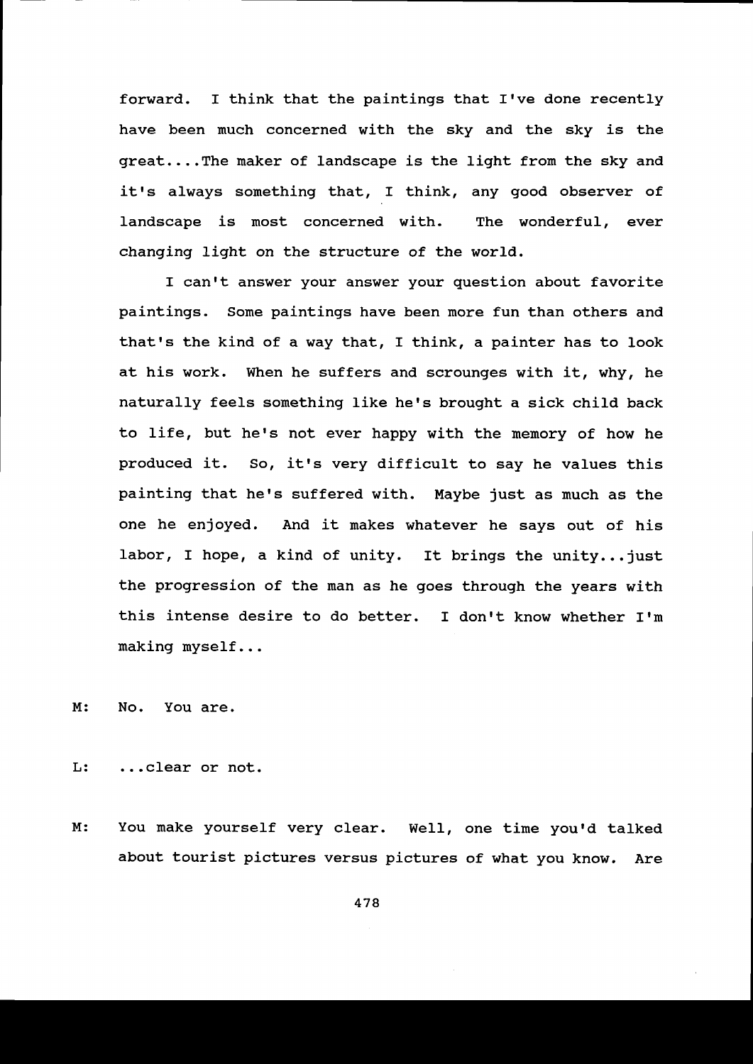forward. I think that the paintings that I've done recently have been much concerned with the sky and the sky is the great....The maker of landscape is the light from the sky and it's always something that, I think, any good observer of landscape is most concerned with. The wonderful, ever changing light on the structure of the world.

I can't answer your answer your question about favorite paintings. Some paintings have been more fun than others and that's the kind of a way that, I think, a painter has to look at his work. When he suffers and scrounges with it, why, he naturally feels something like he's brought a sick child back to life, but he's not ever happy with the memory of how he produced it. So, it's very difficult to say he values this painting that he's suffered with. Maybe just as much as the one he enjoyed. And it makes whatever he says out of his labor, I hope, a kind of unity. It brings the unity...just the progression of the man as he goes through the years with this intense desire to do better. I don't know whether I'm making myself...

M: No. You are.

L: ...clear or not.

M: You make yourself very clear. Well, one time you'd talked about tourist pictures versus pictures of what you know. Are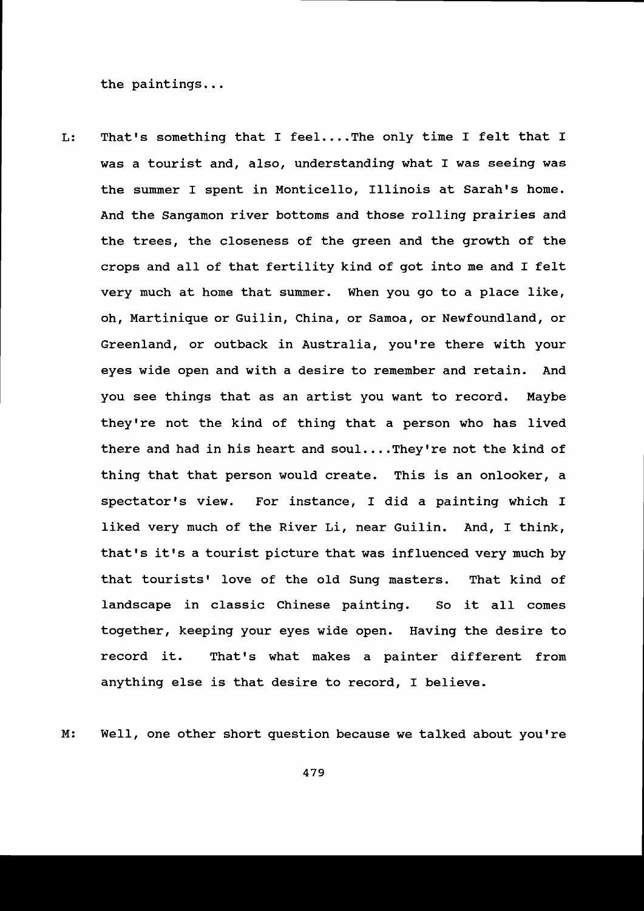the paintings...

L: That's something that I feel....The only time I felt that I was a tourist and, also, understanding what I was seeing was the summer I spent in Monticello, Illinois at Sarah's home. And the Sangamon river bottoms and those rolling prairies and the trees, the closeness of the green and the growth of the crops and all of that fertility kind of got into me and I felt very much at home that summer. When you go to a place like, oh, Martinique or Guilin, China, or Samoa, or Newfoundland, or Greenland, or outback in Australia, you're there with your eyes wide open and with a desire to remember and retain. And you see things that as an artist you want to record. Maybe they're not the kind of thing that a person who has lived there and had in his heart and soul....They're not the kind of thing that that person would create. This is an onlooker, a spectator's view. For instance, I did a painting which I liked very much of the River Li, near Guilin. And, I think, that's it's a tourist picture that was influenced very much by that tourists' love of the old Sung masters. That kind of landscape in classic Chinese painting. So it all comes together, keeping your eyes wide open. Having the desire to record it. That's what makes a painter different from anything else is that desire to record, I believe.

M: Well, one other short question because we talked about you're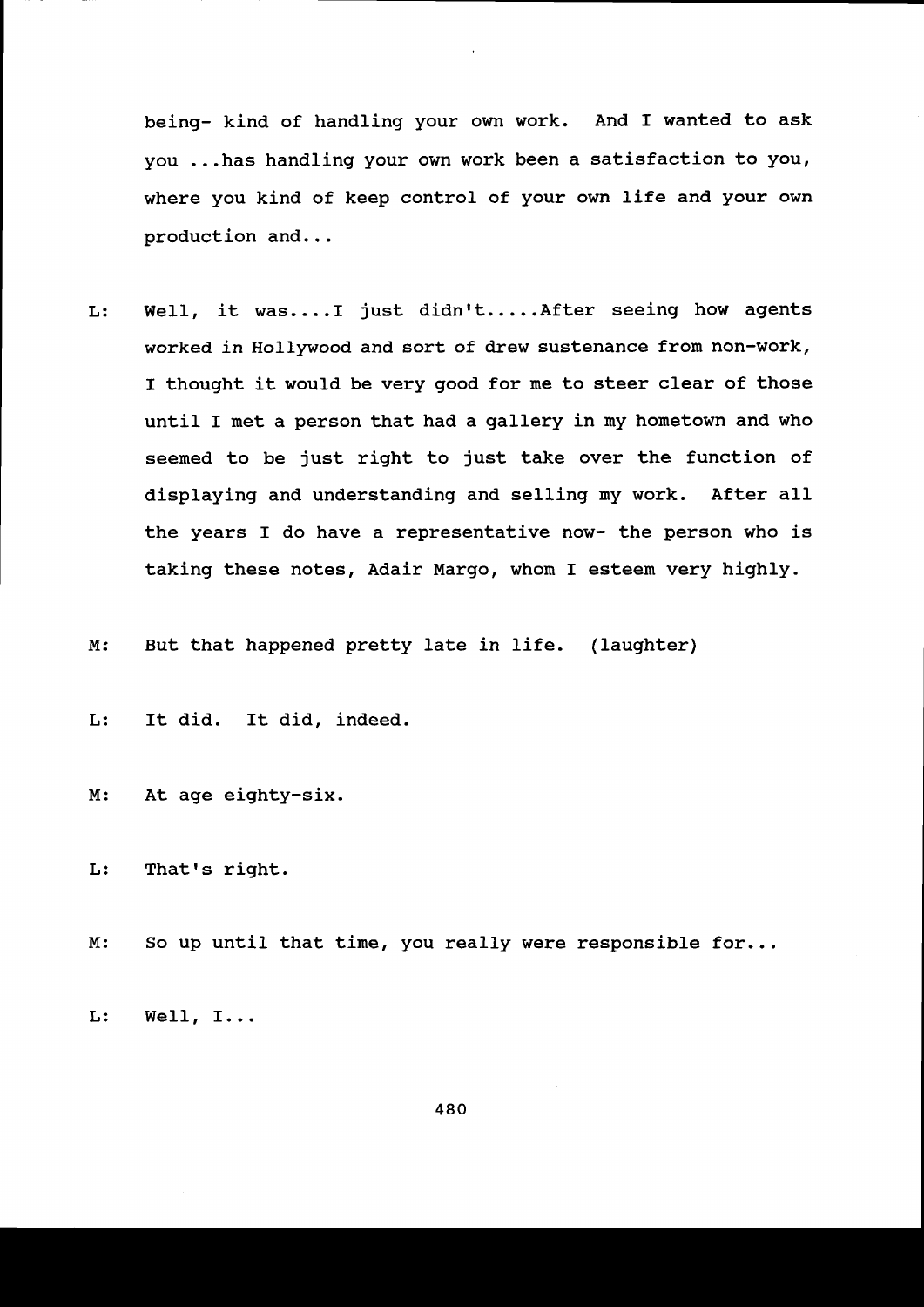being- kind of handling your own work. And I wanted to ask you ...has handling your own work been a satisfaction to you, where you kind of keep control of your own life and your own production and...

L: Well, it was....I just didn't.....After seeing how agents worked in Hollywood and sort of drew sustenance from non-work, I thought it would be very good for me to steer clear of those until I met a person that had a gallery in my hometown and who seemed to be just right to just take over the function of displaying and understanding and selling my work. After all the years I do have a representative now- the person who is taking these notes, Adair Margo, whom I esteem very highly.

M: But that happened pretty late in life. (laughter)

L: It did. It did, indeed.

M: At age eighty-six.

L: That's right.

M: So up until that time, you really were responsible for...

L: Well, I...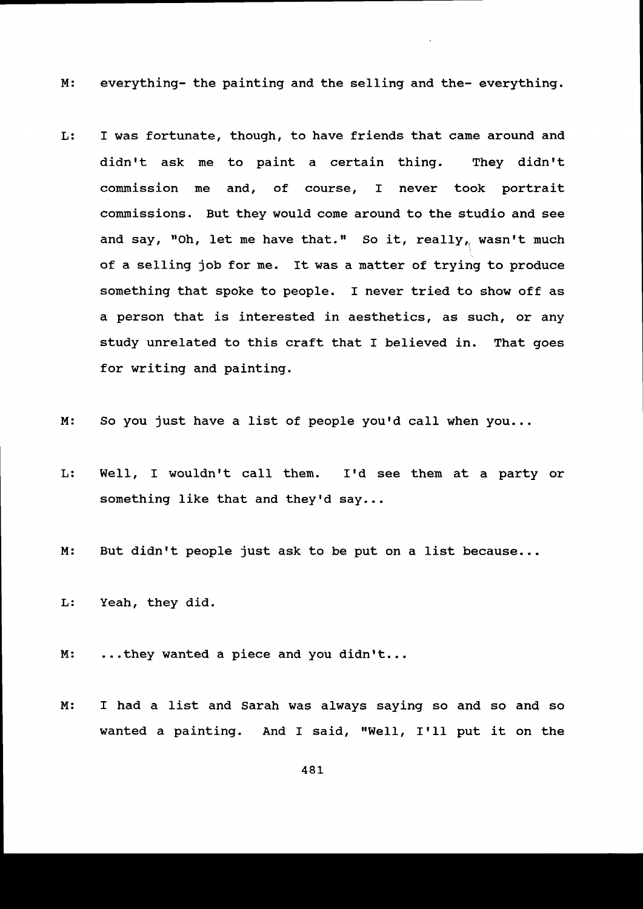M: everything- the painting and the selling and the- everything.

L: I was fortunate, though, to have friends that came around and didn't ask me to paint a certain thing. They didn't commission me and, of course, I never took portrait commissions. But they would come around to the studio and see and say, "Oh, let me have that." So it, really, wasn't much of a selling job for me. It was a matter of trying to produce something that spoke to people. I never tried to show off as a person that is interested in aesthetics, as such, or any study unrelated to this craft that I believed in. That goes for writing and painting.

M: So you just have a list of people you'd call when you...

L: Well, I wouldn't call them. I'd see them at a party or something like that and they'd say...

M: But didn't people just ask to be put on a list because...

L: Yeah, they did.

M: ...they wanted a piece and you didn't...

M: I had a list and Sarah was always saying so and so and so wanted a painting. And I said, "Well, I'll put it on the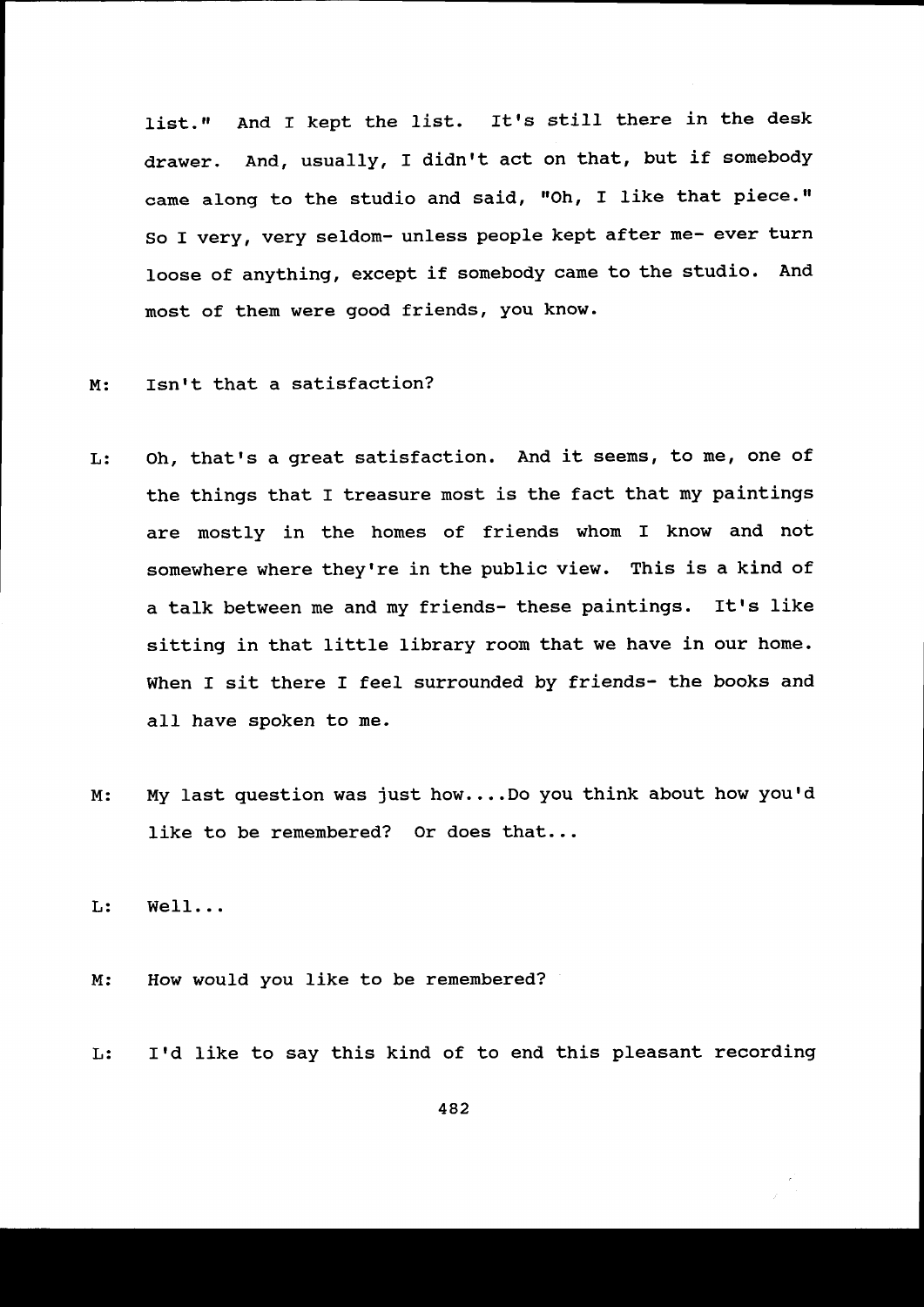list." And I kept the list. It's still there in the desk drawer. And, usually, I didn't act on that, but if somebody came along to the studio and said, "Oh, I like that piece." So I very, very seldom- unless people kept after me- ever turn loose of anything, except if somebody came to the studio. And most of them were good friends, you know.

M: Isn't that a satisfaction?

L: Oh, that's a great satisfaction. And it seems, to me, one of the things that I treasure most is the fact that my paintings are mostly in the homes of friends whom I know and not somewhere where they're in the public view. This is a kind of a talk between me and my friends- these paintings. It's like sitting in that little library room that we have in our home. When I sit there I feel surrounded by friends- the books and all have spoken to me.

M: My last question was just how....Do you think about how you'd like to be remembered? Or does that...

L: Well...

M: How would you like to be remembered?

L: I'd like to say this kind of to end this pleasant recording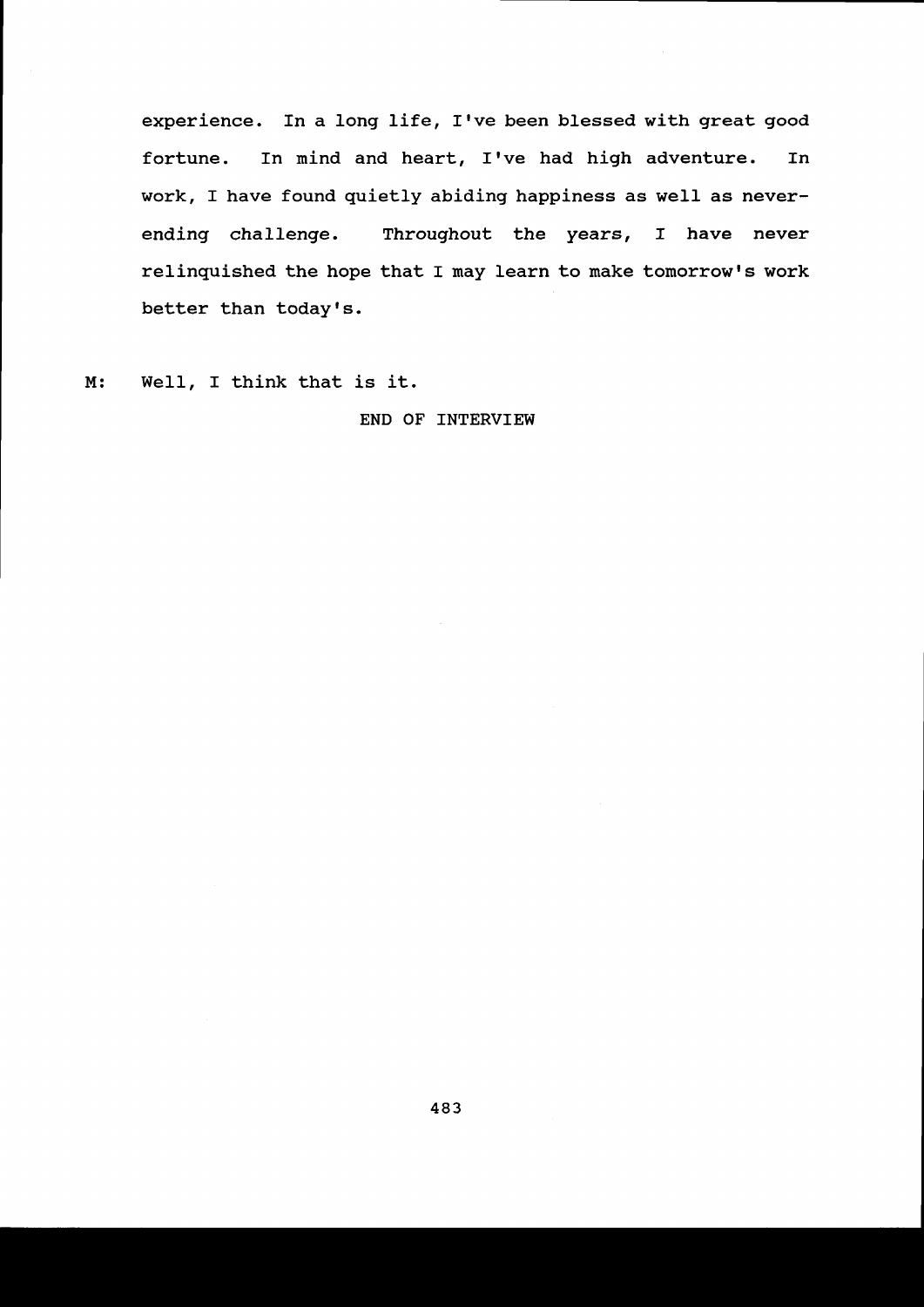experience. In a long life, I've been blessed with great good fortune. In mind and heart, I've had high adventure. In work, I have found quietly abiding happiness as well as never-ending challenge. Throughout the years, I have never relinquished the hope that I may learn to make tomorrow's work better than today's.

M: Well, I think that is it.

END OF INTERVIEW